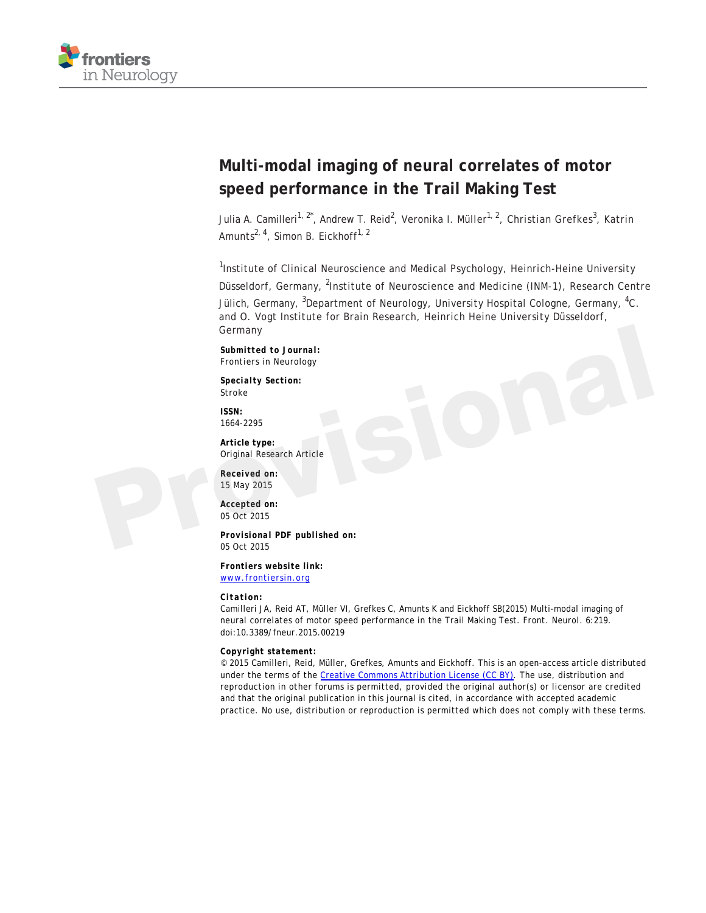# Multi-modal imaging of neural correlates of motor speed performance in the Trail Making Test

Julia A. Camilleri[1, 2*], Andrew T. Reid[2], Veronika I. Müller[1, 2], Christian Grefkes[3], Katrin Amunts[2, 4], Simon B. Eickhoff[1, 2]

[1]Institute of Clinical Neuroscience and Medical Psychology, Heinrich-Heine University Düsseldorf, Germany, [2]Institute of Neuroscience and Medicine (INM-1), Research Centre Jülich, Germany, [3]Department of Neurology, University Hospital Cologne, Germany, [4]C. and O. Vogt Institute for Brain Research, Heinrich Heine University Düsseldorf, Germany

**Submitted to Journal:**
Frontiers in Neurology

**Specialty Section:**
Stroke

**ISSN:**
1664-2295

**Article type:**
Original Research Article

**Received on:**
15 May 2015

**Accepted on:**
05 Oct 2015

**Provisional PDF published on:**
05 Oct 2015

**Frontiers website link:**
www.frontiersin.org

**Citation:**
Camilleri JA, Reid AT, Müller VI, Grefkes C, Amunts K and Eickhoff SB(2015) Multi-modal imaging of neural correlates of motor speed performance in the Trail Making Test. Front. Neurol. 6:219. doi:10.3389/fneur.2015.00219

**Copyright statement:**
© 2015 Camilleri, Reid, Müller, Grefkes, Amunts and Eickhoff. This is an open-access article distributed under the terms of the Creative Commons Attribution License (CC BY). The use, distribution and reproduction in other forums is permitted, provided the original author(s) or licensor are credited and that the original publication in this journal is cited, in accordance with accepted academic practice. No use, distribution or reproduction is permitted which does not comply with these terms.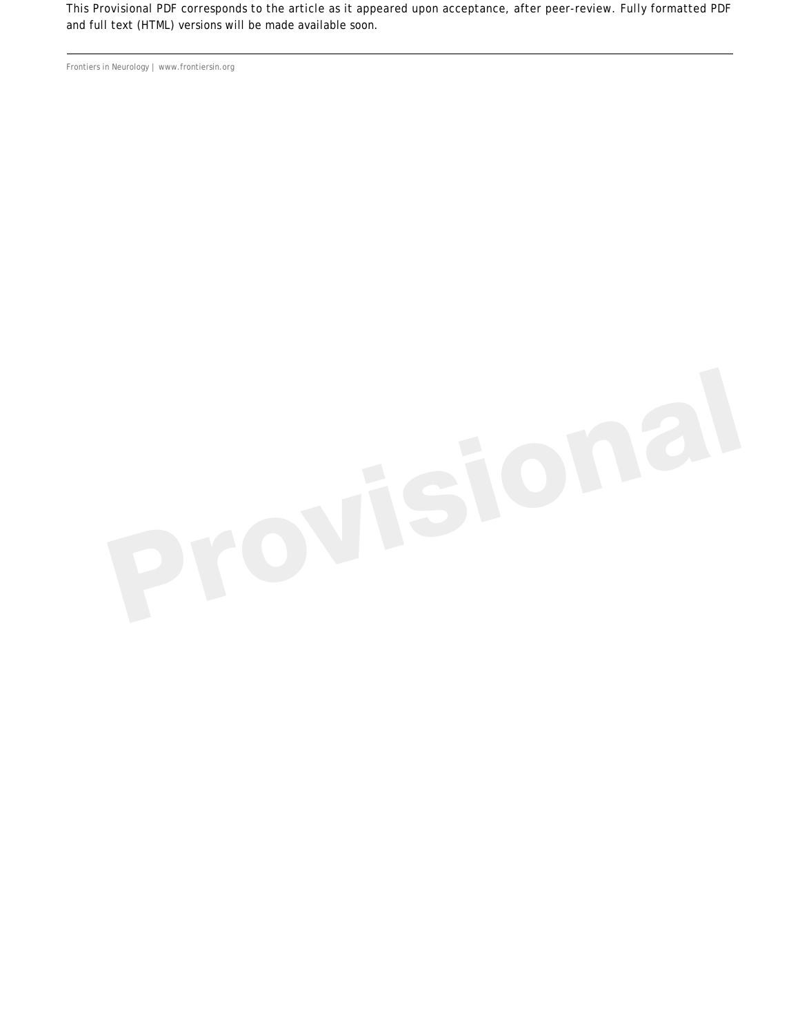This Provisional PDF corresponds to the article as it appeared upon acceptance, after peer-review. Fully formatted PDF and full text (HTML) versions will be made available soon.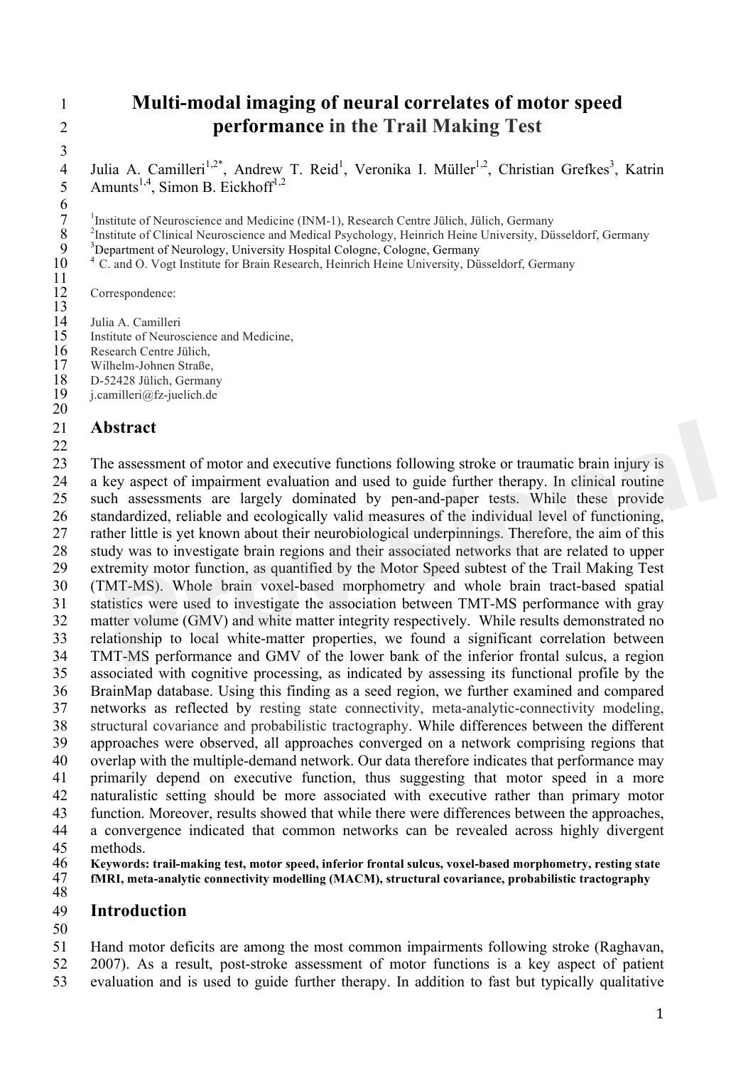# Multi-modal imaging of neural correlates of motor speed performance in the Trail Making Test

Julia A. Camilleri[1,2*], Andrew T. Reid[1], Veronika I. Müller[1,2], Christian Grefkes[3], Katrin Amunts[1,4], Simon B. Eickhoff[1,2]

[1]Institute of Neuroscience and Medicine (INM-1), Research Centre Jülich, Jülich, Germany
[2]Institute of Clinical Neuroscience and Medical Psychology, Heinrich Heine University, Düsseldorf, Germany
[3]Department of Neurology, University Hospital Cologne, Cologne, Germany
[4] C. and O. Vogt Institute for Brain Research, Heinrich Heine University, Düsseldorf, Germany

Correspondence:

Julia A. Camilleri
Institute of Neuroscience and Medicine,
Research Centre Jülich,
Wilhelm-Johnen Straße,
D-52428 Jülich, Germany
j.camilleri@fz-juelich.de

## Abstract

The assessment of motor and executive functions following stroke or traumatic brain injury is a key aspect of impairment evaluation and used to guide further therapy. In clinical routine such assessments are largely dominated by pen-and-paper tests. While these provide standardized, reliable and ecologically valid measures of the individual level of functioning, rather little is yet known about their neurobiological underpinnings. Therefore, the aim of this study was to investigate brain regions and their associated networks that are related to upper extremity motor function, as quantified by the Motor Speed subtest of the Trail Making Test (TMT-MS). Whole brain voxel-based morphometry and whole brain tract-based spatial statistics were used to investigate the association between TMT-MS performance with gray matter volume (GMV) and white matter integrity respectively. While results demonstrated no relationship to local white-matter properties, we found a significant correlation between TMT-MS performance and GMV of the lower bank of the inferior frontal sulcus, a region associated with cognitive processing, as indicated by assessing its functional profile by the BrainMap database. Using this finding as a seed region, we further examined and compared networks as reflected by resting state connectivity, meta-analytic-connectivity modeling, structural covariance and probabilistic tractography. While differences between the different approaches were observed, all approaches converged on a network comprising regions that overlap with the multiple-demand network. Our data therefore indicates that performance may primarily depend on executive function, thus suggesting that motor speed in a more naturalistic setting should be more associated with executive rather than primary motor function. Moreover, results showed that while there were differences between the approaches, a convergence indicated that common networks can be revealed across highly divergent methods.

**Keywords: trail-making test, motor speed, inferior frontal sulcus, voxel-based morphometry, resting state fMRI, meta-analytic connectivity modelling (MACM), structural covariance, probabilistic tractography**

## Introduction

Hand motor deficits are among the most common impairments following stroke (Raghavan, 2007). As a result, post-stroke assessment of motor functions is a key aspect of patient evaluation and is used to guide further therapy. In addition to fast but typically qualitative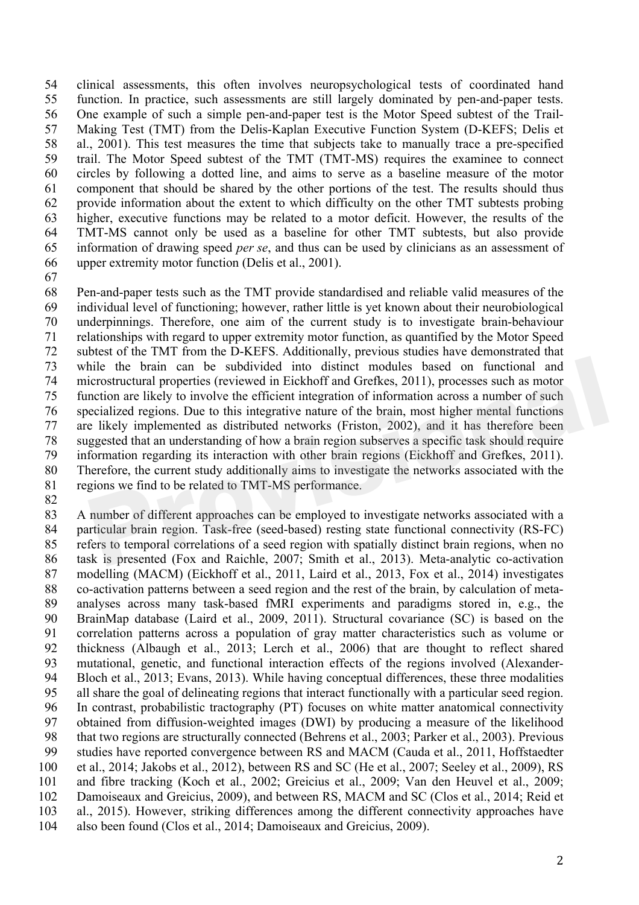clinical assessments, this often involves neuropsychological tests of coordinated hand function. In practice, such assessments are still largely dominated by pen-and-paper tests. One example of such a simple pen-and-paper test is the Motor Speed subtest of the Trail-Making Test (TMT) from the Delis-Kaplan Executive Function System (D-KEFS; Delis et al., 2001). This test measures the time that subjects take to manually trace a pre-specified trail. The Motor Speed subtest of the TMT (TMT-MS) requires the examinee to connect circles by following a dotted line, and aims to serve as a baseline measure of the motor component that should be shared by the other portions of the test. The results should thus provide information about the extent to which difficulty on the other TMT subtests probing higher, executive functions may be related to a motor deficit. However, the results of the TMT-MS cannot only be used as a baseline for other TMT subtests, but also provide information of drawing speed *per se*, and thus can be used by clinicians as an assessment of upper extremity motor function (Delis et al., 2001).

Pen-and-paper tests such as the TMT provide standardised and reliable valid measures of the individual level of functioning; however, rather little is yet known about their neurobiological underpinnings. Therefore, one aim of the current study is to investigate brain-behaviour relationships with regard to upper extremity motor function, as quantified by the Motor Speed subtest of the TMT from the D-KEFS. Additionally, previous studies have demonstrated that while the brain can be subdivided into distinct modules based on functional and microstructural properties (reviewed in Eickhoff and Grefkes, 2011), processes such as motor function are likely to involve the efficient integration of information across a number of such specialized regions. Due to this integrative nature of the brain, most higher mental functions are likely implemented as distributed networks (Friston, 2002), and it has therefore been suggested that an understanding of how a brain region subserves a specific task should require information regarding its interaction with other brain regions (Eickhoff and Grefkes, 2011). Therefore, the current study additionally aims to investigate the networks associated with the regions we find to be related to TMT-MS performance.

A number of different approaches can be employed to investigate networks associated with a particular brain region. Task-free (seed-based) resting state functional connectivity (RS-FC) refers to temporal correlations of a seed region with spatially distinct brain regions, when no task is presented (Fox and Raichle, 2007; Smith et al., 2013). Meta-analytic co-activation modelling (MACM) (Eickhoff et al., 2011, Laird et al., 2013, Fox et al., 2014) investigates co-activation patterns between a seed region and the rest of the brain, by calculation of meta-analyses across many task-based fMRI experiments and paradigms stored in, e.g., the BrainMap database (Laird et al., 2009, 2011). Structural covariance (SC) is based on the correlation patterns across a population of gray matter characteristics such as volume or thickness (Albaugh et al., 2013; Lerch et al., 2006) that are thought to reflect shared mutational, genetic, and functional interaction effects of the regions involved (Alexander-Bloch et al., 2013; Evans, 2013). While having conceptual differences, these three modalities all share the goal of delineating regions that interact functionally with a particular seed region. In contrast, probabilistic tractography (PT) focuses on white matter anatomical connectivity obtained from diffusion-weighted images (DWI) by producing a measure of the likelihood that two regions are structurally connected (Behrens et al., 2003; Parker et al., 2003). Previous studies have reported convergence between RS and MACM (Cauda et al., 2011, Hoffstaedter et al., 2014; Jakobs et al., 2012), between RS and SC (He et al., 2007; Seeley et al., 2009), RS and fibre tracking (Koch et al., 2002; Greicius et al., 2009; Van den Heuvel et al., 2009; Damoiseaux and Greicius, 2009), and between RS, MACM and SC (Clos et al., 2014; Reid et al., 2015). However, striking differences among the different connectivity approaches have also been found (Clos et al., 2014; Damoiseaux and Greicius, 2009).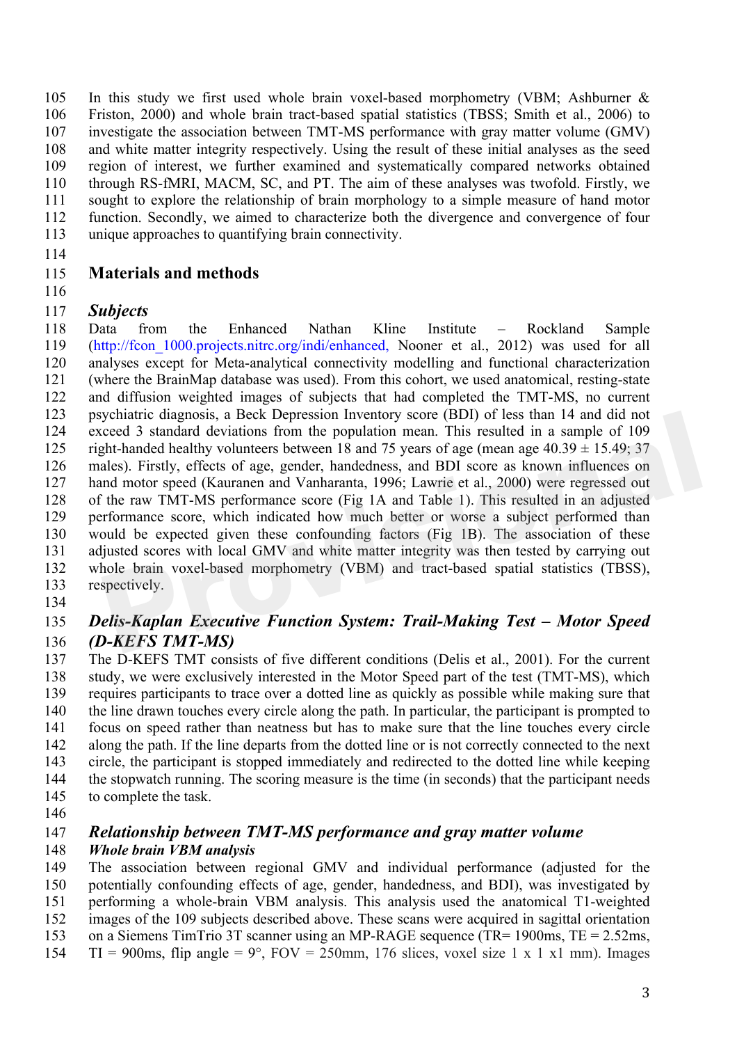In this study we first used whole brain voxel-based morphometry (VBM; Ashburner & Friston, 2000) and whole brain tract-based spatial statistics (TBSS; Smith et al., 2006) to investigate the association between TMT-MS performance with gray matter volume (GMV) and white matter integrity respectively. Using the result of these initial analyses as the seed region of interest, we further examined and systematically compared networks obtained through RS-fMRI, MACM, SC, and PT. The aim of these analyses was twofold. Firstly, we sought to explore the relationship of brain morphology to a simple measure of hand motor function. Secondly, we aimed to characterize both the divergence and convergence of four unique approaches to quantifying brain connectivity.

## Materials and methods

### *Subjects*

Data from the Enhanced Nathan Kline Institute – Rockland Sample (http://fcon_1000.projects.nitrc.org/indi/enhanced, Nooner et al., 2012) was used for all analyses except for Meta-analytical connectivity modelling and functional characterization (where the BrainMap database was used). From this cohort, we used anatomical, resting-state and diffusion weighted images of subjects that had completed the TMT-MS, no current psychiatric diagnosis, a Beck Depression Inventory score (BDI) of less than 14 and did not exceed 3 standard deviations from the population mean. This resulted in a sample of 109 right-handed healthy volunteers between 18 and 75 years of age (mean age 40.39 ± 15.49; 37 males). Firstly, effects of age, gender, handedness, and BDI score as known influences on hand motor speed (Kauranen and Vanharanta, 1996; Lawrie et al., 2000) were regressed out of the raw TMT-MS performance score (Fig 1A and Table 1). This resulted in an adjusted performance score, which indicated how much better or worse a subject performed than would be expected given these confounding factors (Fig 1B). The association of these adjusted scores with local GMV and white matter integrity was then tested by carrying out whole brain voxel-based morphometry (VBM) and tract-based spatial statistics (TBSS), respectively.

### *Delis-Kaplan Executive Function System: Trail-Making Test – Motor Speed (D-KEFS TMT-MS)*

The D-KEFS TMT consists of five different conditions (Delis et al., 2001). For the current study, we were exclusively interested in the Motor Speed part of the test (TMT-MS), which requires participants to trace over a dotted line as quickly as possible while making sure that the line drawn touches every circle along the path. In particular, the participant is prompted to focus on speed rather than neatness but has to make sure that the line touches every circle along the path. If the line departs from the dotted line or is not correctly connected to the next circle, the participant is stopped immediately and redirected to the dotted line while keeping the stopwatch running. The scoring measure is the time (in seconds) that the participant needs to complete the task.

### *Relationship between TMT-MS performance and gray matter volume*

#### *Whole brain VBM analysis*

The association between regional GMV and individual performance (adjusted for the potentially confounding effects of age, gender, handedness, and BDI), was investigated by performing a whole-brain VBM analysis. This analysis used the anatomical T1-weighted images of the 109 subjects described above. These scans were acquired in sagittal orientation on a Siemens TimTrio 3T scanner using an MP-RAGE sequence (TR= 1900ms, TE = 2.52ms, TI = 900ms, flip angle = 9°, FOV = 250mm, 176 slices, voxel size 1 x 1 x1 mm). Images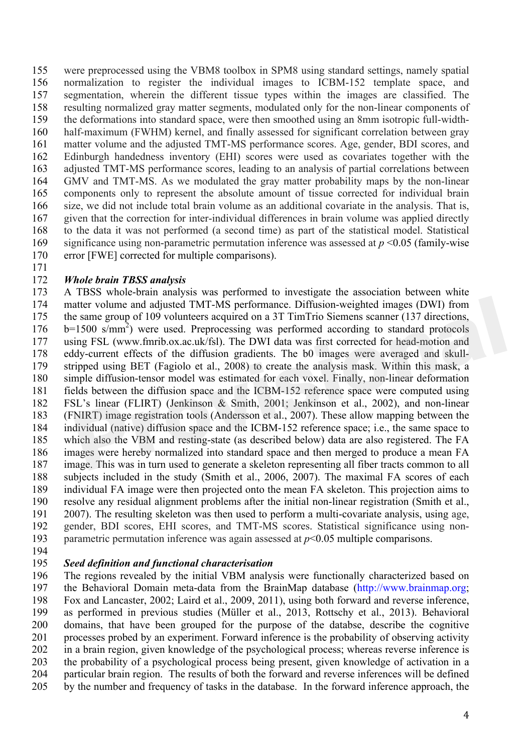were preprocessed using the VBM8 toolbox in SPM8 using standard settings, namely spatial normalization to register the individual images to ICBM-152 template space, and segmentation, wherein the different tissue types within the images are classified. The resulting normalized gray matter segments, modulated only for the non-linear components of the deformations into standard space, were then smoothed using an 8mm isotropic full-width-half-maximum (FWHM) kernel, and finally assessed for significant correlation between gray matter volume and the adjusted TMT-MS performance scores. Age, gender, BDI scores, and Edinburgh handedness inventory (EHI) scores were used as covariates together with the adjusted TMT-MS performance scores, leading to an analysis of partial correlations between GMV and TMT-MS. As we modulated the gray matter probability maps by the non-linear components only to represent the absolute amount of tissue corrected for individual brain size, we did not include total brain volume as an additional covariate in the analysis. That is, given that the correction for inter-individual differences in brain volume was applied directly to the data it was not performed (a second time) as part of the statistical model. Statistical significance using non-parametric permutation inference was assessed at $p$ <0.05 (family-wise error [FWE] corrected for multiple comparisons).

### *Whole brain TBSS analysis*

A TBSS whole-brain analysis was performed to investigate the association between white matter volume and adjusted TMT-MS performance. Diffusion-weighted images (DWI) from the same group of 109 volunteers acquired on a 3T TimTrio Siemens scanner (137 directions, b=1500 s/mm$^2$) were used. Preprocessing was performed according to standard protocols using FSL (www.fmrib.ox.ac.uk/fsl). The DWI data was first corrected for head-motion and eddy-current effects of the diffusion gradients. The b0 images were averaged and skull-stripped using BET (Fagiolo et al., 2008) to create the analysis mask. Within this mask, a simple diffusion-tensor model was estimated for each voxel. Finally, non-linear deformation fields between the diffusion space and the ICBM-152 reference space were computed using FSL's linear (FLIRT) (Jenkinson & Smith, 2001; Jenkinson et al., 2002), and non-linear (FNIRT) image registration tools (Andersson et al., 2007). These allow mapping between the individual (native) diffusion space and the ICBM-152 reference space; i.e., the same space to which also the VBM and resting-state (as described below) data are also registered. The FA images were hereby normalized into standard space and then merged to produce a mean FA image. This was in turn used to generate a skeleton representing all fiber tracts common to all subjects included in the study (Smith et al., 2006, 2007). The maximal FA scores of each individual FA image were then projected onto the mean FA skeleton. This projection aims to resolve any residual alignment problems after the initial non-linear registration (Smith et al., 2007). The resulting skeleton was then used to perform a multi-covariate analysis, using age, gender, BDI scores, EHI scores, and TMT-MS scores. Statistical significance using non-parametric permutation inference was again assessed at $p$<0.05 multiple comparisons.

### *Seed definition and functional characterisation*

The regions revealed by the initial VBM analysis were functionally characterized based on the Behavioral Domain meta-data from the BrainMap database (http://www.brainmap.org; Fox and Lancaster, 2002; Laird et al., 2009, 2011), using both forward and reverse inference, as performed in previous studies (Müller et al., 2013, Rottschy et al., 2013). Behavioral domains, that have been grouped for the purpose of the databse, describe the cognitive processes probed by an experiment. Forward inference is the probability of observing activity in a brain region, given knowledge of the psychological process; whereas reverse inference is the probability of a psychological process being present, given knowledge of activation in a particular brain region. The results of both the forward and reverse inferences will be defined by the number and frequency of tasks in the database. In the forward inference approach, the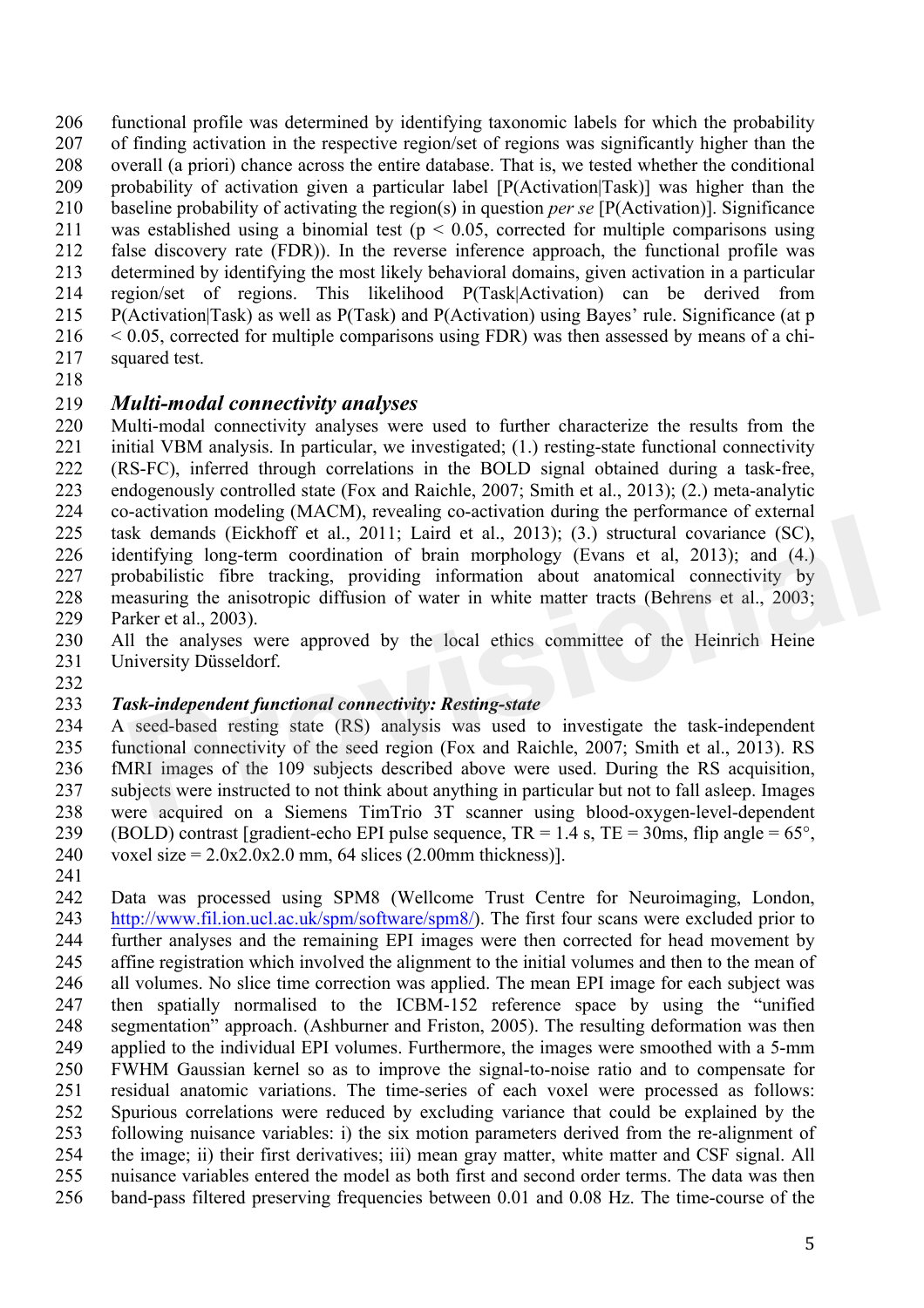functional profile was determined by identifying taxonomic labels for which the probability of finding activation in the respective region/set of regions was significantly higher than the overall (a priori) chance across the entire database. That is, we tested whether the conditional probability of activation given a particular label [P(Activation|Task)] was higher than the baseline probability of activating the region(s) in question *per se* [P(Activation)]. Significance was established using a binomial test ($p < 0.05$, corrected for multiple comparisons using false discovery rate (FDR)). In the reverse inference approach, the functional profile was determined by identifying the most likely behavioral domains, given activation in a particular region/set of regions. This likelihood P(Task|Activation) can be derived from P(Activation|Task) as well as P(Task) and P(Activation) using Bayes' rule. Significance (at $p < 0.05$, corrected for multiple comparisons using FDR) was then assessed by means of a chi-squared test.

## *Multi-modal connectivity analyses*

Multi-modal connectivity analyses were used to further characterize the results from the initial VBM analysis. In particular, we investigated; (1.) resting-state functional connectivity (RS-FC), inferred through correlations in the BOLD signal obtained during a task-free, endogenously controlled state (Fox and Raichle, 2007; Smith et al., 2013); (2.) meta-analytic co-activation modeling (MACM), revealing co-activation during the performance of external task demands (Eickhoff et al., 2011; Laird et al., 2013); (3.) structural covariance (SC), identifying long-term coordination of brain morphology (Evans et al, 2013); and (4.) probabilistic fibre tracking, providing information about anatomical connectivity by measuring the anisotropic diffusion of water in white matter tracts (Behrens et al., 2003; Parker et al., 2003).

All the analyses were approved by the local ethics committee of the Heinrich Heine University Düsseldorf.

### *Task-independent functional connectivity: Resting-state*

A seed-based resting state (RS) analysis was used to investigate the task-independent functional connectivity of the seed region (Fox and Raichle, 2007; Smith et al., 2013). RS fMRI images of the 109 subjects described above were used. During the RS acquisition, subjects were instructed to not think about anything in particular but not to fall asleep. Images were acquired on a Siemens TimTrio 3T scanner using blood-oxygen-level-dependent (BOLD) contrast [gradient-echo EPI pulse sequence, TR = 1.4 s, TE = 30ms, flip angle = 65°, voxel size = 2.0x2.0x2.0 mm, 64 slices (2.00mm thickness)].

Data was processed using SPM8 (Wellcome Trust Centre for Neuroimaging, London, http://www.fil.ion.ucl.ac.uk/spm/software/spm8/). The first four scans were excluded prior to further analyses and the remaining EPI images were then corrected for head movement by affine registration which involved the alignment to the initial volumes and then to the mean of all volumes. No slice time correction was applied. The mean EPI image for each subject was then spatially normalised to the ICBM-152 reference space by using the "unified segmentation" approach. (Ashburner and Friston, 2005). The resulting deformation was then applied to the individual EPI volumes. Furthermore, the images were smoothed with a 5-mm FWHM Gaussian kernel so as to improve the signal-to-noise ratio and to compensate for residual anatomic variations. The time-series of each voxel were processed as follows: Spurious correlations were reduced by excluding variance that could be explained by the following nuisance variables: i) the six motion parameters derived from the re-alignment of the image; ii) their first derivatives; iii) mean gray matter, white matter and CSF signal. All nuisance variables entered the model as both first and second order terms. The data was then band-pass filtered preserving frequencies between 0.01 and 0.08 Hz. The time-course of the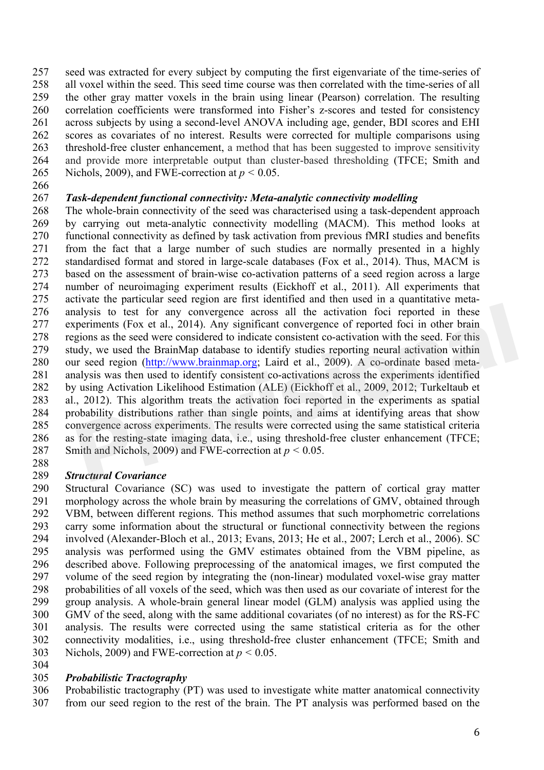seed was extracted for every subject by computing the first eigenvariate of the time-series of all voxel within the seed. This seed time course was then correlated with the time-series of all the other gray matter voxels in the brain using linear (Pearson) correlation. The resulting correlation coefficients were transformed into Fisher's z-scores and tested for consistency across subjects by using a second-level ANOVA including age, gender, BDI scores and EHI scores as covariates of no interest. Results were corrected for multiple comparisons using threshold-free cluster enhancement, a method that has been suggested to improve sensitivity and provide more interpretable output than cluster-based thresholding (TFCE; Smith and Nichols, 2009), and FWE-correction at $p < 0.05$.

### *Task-dependent functional connectivity: Meta-analytic connectivity modelling*

The whole-brain connectivity of the seed was characterised using a task-dependent approach by carrying out meta-analytic connectivity modelling (MACM). This method looks at functional connectivity as defined by task activation from previous fMRI studies and benefits from the fact that a large number of such studies are normally presented in a highly standardised format and stored in large-scale databases (Fox et al., 2014). Thus, MACM is based on the assessment of brain-wise co-activation patterns of a seed region across a large number of neuroimaging experiment results (Eickhoff et al., 2011). All experiments that activate the particular seed region are first identified and then used in a quantitative meta-analysis to test for any convergence across all the activation foci reported in these experiments (Fox et al., 2014). Any significant convergence of reported foci in other brain regions as the seed were considered to indicate consistent co-activation with the seed. For this study, we used the BrainMap database to identify studies reporting neural activation within our seed region (http://www.brainmap.org; Laird et al., 2009). A co-ordinate based meta-analysis was then used to identify consistent co-activations across the experiments identified by using Activation Likelihood Estimation (ALE) (Eickhoff et al., 2009, 2012; Turkeltaub et al., 2012). This algorithm treats the activation foci reported in the experiments as spatial probability distributions rather than single points, and aims at identifying areas that show convergence across experiments. The results were corrected using the same statistical criteria as for the resting-state imaging data, i.e., using threshold-free cluster enhancement (TFCE; Smith and Nichols, 2009) and FWE-correction at $p < 0.05$.

### *Structural Covariance*

Structural Covariance (SC) was used to investigate the pattern of cortical gray matter morphology across the whole brain by measuring the correlations of GMV, obtained through VBM, between different regions. This method assumes that such morphometric correlations carry some information about the structural or functional connectivity between the regions involved (Alexander-Bloch et al., 2013; Evans, 2013; He et al., 2007; Lerch et al., 2006). SC analysis was performed using the GMV estimates obtained from the VBM pipeline, as described above. Following preprocessing of the anatomical images, we first computed the volume of the seed region by integrating the (non-linear) modulated voxel-wise gray matter probabilities of all voxels of the seed, which was then used as our covariate of interest for the group analysis. A whole-brain general linear model (GLM) analysis was applied using the GMV of the seed, along with the same additional covariates (of no interest) as for the RS-FC analysis. The results were corrected using the same statistical criteria as for the other connectivity modalities, i.e., using threshold-free cluster enhancement (TFCE; Smith and Nichols, 2009) and FWE-correction at $p < 0.05$.

### *Probabilistic Tractography*

Probabilistic tractography (PT) was used to investigate white matter anatomical connectivity from our seed region to the rest of the brain. The PT analysis was performed based on the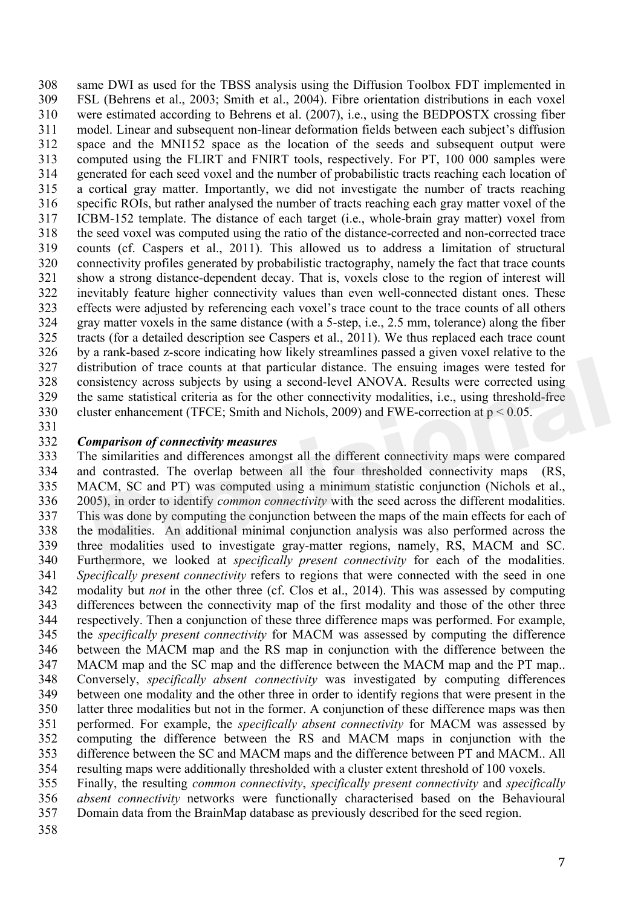same DWI as used for the TBSS analysis using the Diffusion Toolbox FDT implemented in FSL (Behrens et al., 2003; Smith et al., 2004). Fibre orientation distributions in each voxel were estimated according to Behrens et al. (2007), i.e., using the BEDPOSTX crossing fiber model. Linear and subsequent non-linear deformation fields between each subject's diffusion space and the MNI152 space as the location of the seeds and subsequent output were computed using the FLIRT and FNIRT tools, respectively. For PT, 100 000 samples were generated for each seed voxel and the number of probabilistic tracts reaching each location of a cortical gray matter. Importantly, we did not investigate the number of tracts reaching specific ROIs, but rather analysed the number of tracts reaching each gray matter voxel of the ICBM-152 template. The distance of each target (i.e., whole-brain gray matter) voxel from the seed voxel was computed using the ratio of the distance-corrected and non-corrected trace counts (cf. Caspers et al., 2011). This allowed us to address a limitation of structural connectivity profiles generated by probabilistic tractography, namely the fact that trace counts show a strong distance-dependent decay. That is, voxels close to the region of interest will inevitably feature higher connectivity values than even well-connected distant ones. These effects were adjusted by referencing each voxel's trace count to the trace counts of all others gray matter voxels in the same distance (with a 5-step, i.e., 2.5 mm, tolerance) along the fiber tracts (for a detailed description see Caspers et al., 2011). We thus replaced each trace count by a rank-based z-score indicating how likely streamlines passed a given voxel relative to the distribution of trace counts at that particular distance. The ensuing images were tested for consistency across subjects by using a second-level ANOVA. Results were corrected using the same statistical criteria as for the other connectivity modalities, i.e., using threshold-free cluster enhancement (TFCE; Smith and Nichols, 2009) and FWE-correction at $p < 0.05$.

***Comparison of connectivity measures***

The similarities and differences amongst all the different connectivity maps were compared and contrasted. The overlap between all the four thresholded connectivity maps (RS, MACM, SC and PT) was computed using a minimum statistic conjunction (Nichols et al., 2005), in order to identify *common connectivity* with the seed across the different modalities. This was done by computing the conjunction between the maps of the main effects for each of the modalities. An additional minimal conjunction analysis was also performed across the three modalities used to investigate gray-matter regions, namely, RS, MACM and SC. Furthermore, we looked at *specifically present connectivity* for each of the modalities. *Specifically present connectivity* refers to regions that were connected with the seed in one modality but *not* in the other three (cf. Clos et al., 2014). This was assessed by computing differences between the connectivity map of the first modality and those of the other three respectively. Then a conjunction of these three difference maps was performed. For example, the *specifically present connectivity* for MACM was assessed by computing the difference between the MACM map and the RS map in conjunction with the difference between the MACM map and the SC map and the difference between the MACM map and the PT map.. Conversely, *specifically absent connectivity* was investigated by computing differences between one modality and the other three in order to identify regions that were present in the latter three modalities but not in the former. A conjunction of these difference maps was then performed. For example, the *specifically absent connectivity* for MACM was assessed by computing the difference between the RS and MACM maps in conjunction with the difference between the SC and MACM maps and the difference between PT and MACM.. All resulting maps were additionally thresholded with a cluster extent threshold of 100 voxels.

Finally, the resulting *common connectivity*, *specifically present connectivity* and *specifically absent connectivity* networks were functionally characterised based on the Behavioural Domain data from the BrainMap database as previously described for the seed region.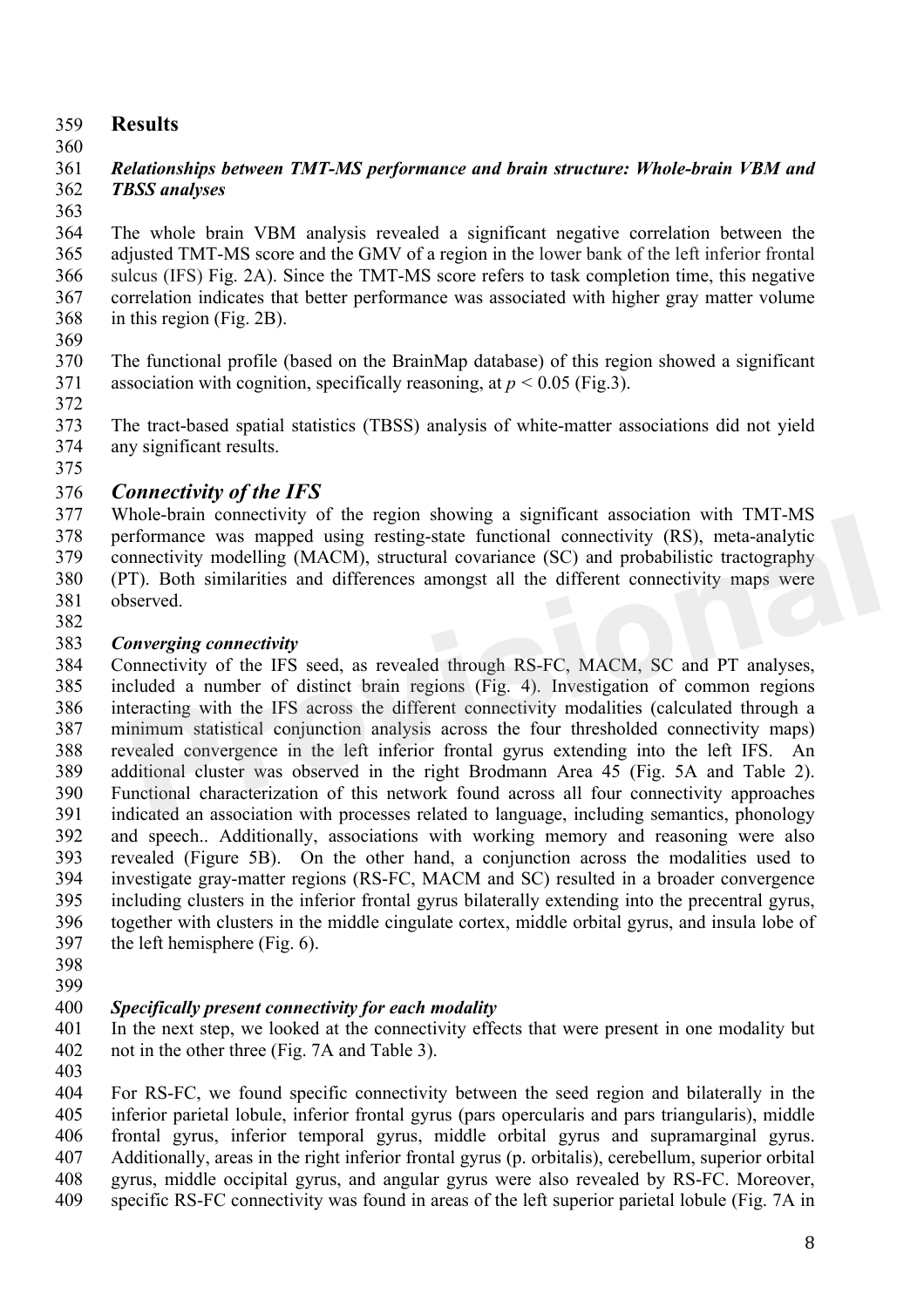# Results

### *Relationships between TMT-MS performance and brain structure: Whole-brain VBM and TBSS analyses*

The whole brain VBM analysis revealed a significant negative correlation between the adjusted TMT-MS score and the GMV of a region in the lower bank of the left inferior frontal sulcus (IFS) Fig. 2A). Since the TMT-MS score refers to task completion time, this negative correlation indicates that better performance was associated with higher gray matter volume in this region (Fig. 2B).

The functional profile (based on the BrainMap database) of this region showed a significant association with cognition, specifically reasoning, at $p < 0.05$ (Fig.3).

The tract-based spatial statistics (TBSS) analysis of white-matter associations did not yield any significant results.

## *Connectivity of the IFS*

Whole-brain connectivity of the region showing a significant association with TMT-MS performance was mapped using resting-state functional connectivity (RS), meta-analytic connectivity modelling (MACM), structural covariance (SC) and probabilistic tractography (PT). Both similarities and differences amongst all the different connectivity maps were observed.

### *Converging connectivity*

Connectivity of the IFS seed, as revealed through RS-FC, MACM, SC and PT analyses, included a number of distinct brain regions (Fig. 4). Investigation of common regions interacting with the IFS across the different connectivity modalities (calculated through a minimum statistical conjunction analysis across the four thresholded connectivity maps) revealed convergence in the left inferior frontal gyrus extending into the left IFS. An additional cluster was observed in the right Brodmann Area 45 (Fig. 5A and Table 2). Functional characterization of this network found across all four connectivity approaches indicated an association with processes related to language, including semantics, phonology and speech.. Additionally, associations with working memory and reasoning were also revealed (Figure 5B). On the other hand, a conjunction across the modalities used to investigate gray-matter regions (RS-FC, MACM and SC) resulted in a broader convergence including clusters in the inferior frontal gyrus bilaterally extending into the precentral gyrus, together with clusters in the middle cingulate cortex, middle orbital gyrus, and insula lobe of the left hemisphere (Fig. 6).

### *Specifically present connectivity for each modality*

In the next step, we looked at the connectivity effects that were present in one modality but not in the other three (Fig. 7A and Table 3).

For RS-FC, we found specific connectivity between the seed region and bilaterally in the inferior parietal lobule, inferior frontal gyrus (pars opercularis and pars triangularis), middle frontal gyrus, inferior temporal gyrus, middle orbital gyrus and supramarginal gyrus. Additionally, areas in the right inferior frontal gyrus (p. orbitalis), cerebellum, superior orbital gyrus, middle occipital gyrus, and angular gyrus were also revealed by RS-FC. Moreover, specific RS-FC connectivity was found in areas of the left superior parietal lobule (Fig. 7A in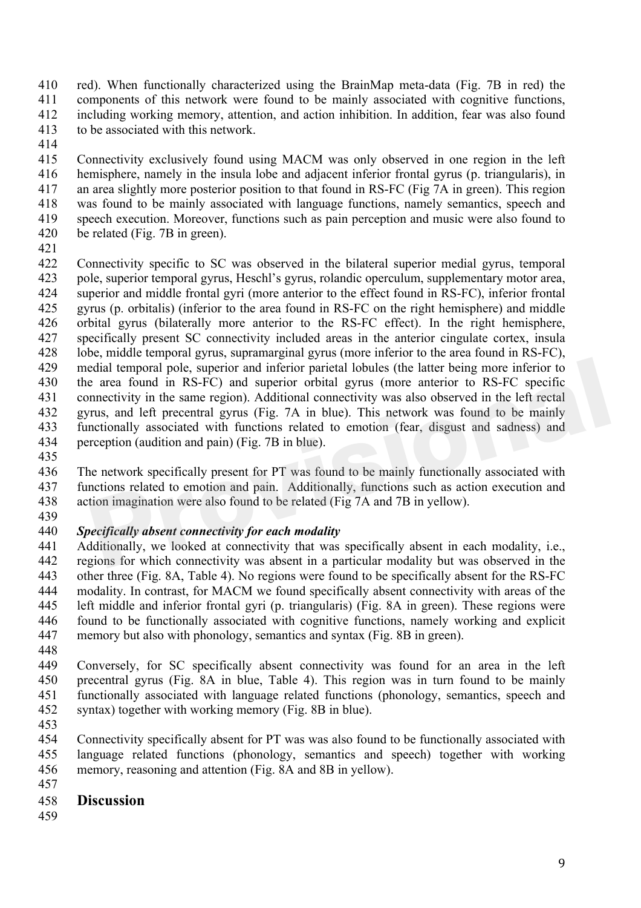red). When functionally characterized using the BrainMap meta-data (Fig. 7B in red) the components of this network were found to be mainly associated with cognitive functions, including working memory, attention, and action inhibition. In addition, fear was also found to be associated with this network.

Connectivity exclusively found using MACM was only observed in one region in the left hemisphere, namely in the insula lobe and adjacent inferior frontal gyrus (p. triangularis), in an area slightly more posterior position to that found in RS-FC (Fig 7A in green). This region was found to be mainly associated with language functions, namely semantics, speech and speech execution. Moreover, functions such as pain perception and music were also found to be related (Fig. 7B in green).

Connectivity specific to SC was observed in the bilateral superior medial gyrus, temporal pole, superior temporal gyrus, Heschl's gyrus, rolandic operculum, supplementary motor area, superior and middle frontal gyri (more anterior to the effect found in RS-FC), inferior frontal gyrus (p. orbitalis) (inferior to the area found in RS-FC on the right hemisphere) and middle orbital gyrus (bilaterally more anterior to the RS-FC effect). In the right hemisphere, specifically present SC connectivity included areas in the anterior cingulate cortex, insula lobe, middle temporal gyrus, supramarginal gyrus (more inferior to the area found in RS-FC), medial temporal pole, superior and inferior parietal lobules (the latter being more inferior to the area found in RS-FC) and superior orbital gyrus (more anterior to RS-FC specific connectivity in the same region). Additional connectivity was also observed in the left rectal gyrus, and left precentral gyrus (Fig. 7A in blue). This network was found to be mainly functionally associated with functions related to emotion (fear, disgust and sadness) and perception (audition and pain) (Fig. 7B in blue).

The network specifically present for PT was found to be mainly functionally associated with functions related to emotion and pain. Additionally, functions such as action execution and action imagination were also found to be related (Fig 7A and 7B in yellow).

***Specifically absent connectivity for each modality***

Additionally, we looked at connectivity that was specifically absent in each modality, i.e., regions for which connectivity was absent in a particular modality but was observed in the other three (Fig. 8A, Table 4). No regions were found to be specifically absent for the RS-FC modality. In contrast, for MACM we found specifically absent connectivity with areas of the left middle and inferior frontal gyri (p. triangularis) (Fig. 8A in green). These regions were found to be functionally associated with cognitive functions, namely working and explicit memory but also with phonology, semantics and syntax (Fig. 8B in green).

Conversely, for SC specifically absent connectivity was found for an area in the left precentral gyrus (Fig. 8A in blue, Table 4). This region was in turn found to be mainly functionally associated with language related functions (phonology, semantics, speech and syntax) together with working memory (Fig. 8B in blue).

Connectivity specifically absent for PT was was also found to be functionally associated with language related functions (phonology, semantics and speech) together with working memory, reasoning and attention (Fig. 8A and 8B in yellow).

## Discussion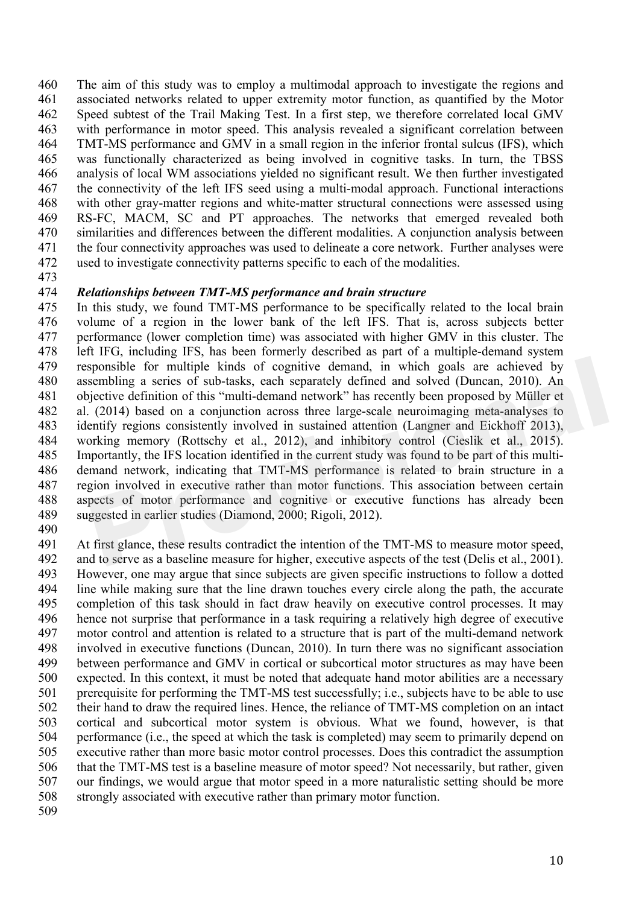The aim of this study was to employ a multimodal approach to investigate the regions and associated networks related to upper extremity motor function, as quantified by the Motor Speed subtest of the Trail Making Test. In a first step, we therefore correlated local GMV with performance in motor speed. This analysis revealed a significant correlation between TMT-MS performance and GMV in a small region in the inferior frontal sulcus (IFS), which was functionally characterized as being involved in cognitive tasks. In turn, the TBSS analysis of local WM associations yielded no significant result. We then further investigated the connectivity of the left IFS seed using a multi-modal approach. Functional interactions with other gray-matter regions and white-matter structural connections were assessed using RS-FC, MACM, SC and PT approaches. The networks that emerged revealed both similarities and differences between the different modalities. A conjunction analysis between the four connectivity approaches was used to delineate a core network. Further analyses were used to investigate connectivity patterns specific to each of the modalities.

### *Relationships between TMT-MS performance and brain structure*

In this study, we found TMT-MS performance to be specifically related to the local brain volume of a region in the lower bank of the left IFS. That is, across subjects better performance (lower completion time) was associated with higher GMV in this cluster. The left IFG, including IFS, has been formerly described as part of a multiple-demand system responsible for multiple kinds of cognitive demand, in which goals are achieved by assembling a series of sub-tasks, each separately defined and solved (Duncan, 2010). An objective definition of this "multi-demand network" has recently been proposed by Müller et al. (2014) based on a conjunction across three large-scale neuroimaging meta-analyses to identify regions consistently involved in sustained attention (Langner and Eickhoff 2013), working memory (Rottschy et al., 2012), and inhibitory control (Cieslik et al., 2015). Importantly, the IFS location identified in the current study was found to be part of this multi-demand network, indicating that TMT-MS performance is related to brain structure in a region involved in executive rather than motor functions. This association between certain aspects of motor performance and cognitive or executive functions has already been suggested in earlier studies (Diamond, 2000; Rigoli, 2012).

At first glance, these results contradict the intention of the TMT-MS to measure motor speed, and to serve as a baseline measure for higher, executive aspects of the test (Delis et al., 2001). However, one may argue that since subjects are given specific instructions to follow a dotted line while making sure that the line drawn touches every circle along the path, the accurate completion of this task should in fact draw heavily on executive control processes. It may hence not surprise that performance in a task requiring a relatively high degree of executive motor control and attention is related to a structure that is part of the multi-demand network involved in executive functions (Duncan, 2010). In turn there was no significant association between performance and GMV in cortical or subcortical motor structures as may have been expected. In this context, it must be noted that adequate hand motor abilities are a necessary prerequisite for performing the TMT-MS test successfully; i.e., subjects have to be able to use their hand to draw the required lines. Hence, the reliance of TMT-MS completion on an intact cortical and subcortical motor system is obvious. What we found, however, is that performance (i.e., the speed at which the task is completed) may seem to primarily depend on executive rather than more basic motor control processes. Does this contradict the assumption that the TMT-MS test is a baseline measure of motor speed? Not necessarily, but rather, given our findings, we would argue that motor speed in a more naturalistic setting should be more strongly associated with executive rather than primary motor function.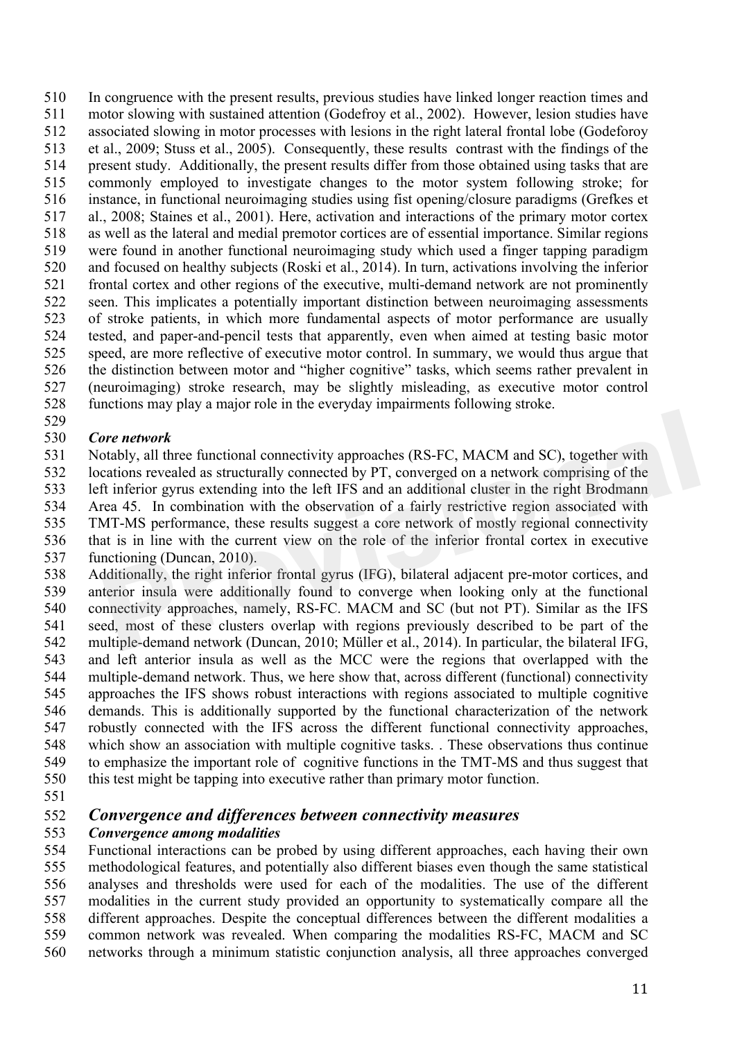In congruence with the present results, previous studies have linked longer reaction times and motor slowing with sustained attention (Godefroy et al., 2002). However, lesion studies have associated slowing in motor processes with lesions in the right lateral frontal lobe (Godeforoy et al., 2009; Stuss et al., 2005). Consequently, these results contrast with the findings of the present study. Additionally, the present results differ from those obtained using tasks that are commonly employed to investigate changes to the motor system following stroke; for instance, in functional neuroimaging studies using fist opening/closure paradigms (Grefkes et al., 2008; Staines et al., 2001). Here, activation and interactions of the primary motor cortex as well as the lateral and medial premotor cortices are of essential importance. Similar regions were found in another functional neuroimaging study which used a finger tapping paradigm and focused on healthy subjects (Roski et al., 2014). In turn, activations involving the inferior frontal cortex and other regions of the executive, multi-demand network are not prominently seen. This implicates a potentially important distinction between neuroimaging assessments of stroke patients, in which more fundamental aspects of motor performance are usually tested, and paper-and-pencil tests that apparently, even when aimed at testing basic motor speed, are more reflective of executive motor control. In summary, we would thus argue that the distinction between motor and "higher cognitive" tasks, which seems rather prevalent in (neuroimaging) stroke research, may be slightly misleading, as executive motor control functions may play a major role in the everyday impairments following stroke.

***Core network***

Notably, all three functional connectivity approaches (RS-FC, MACM and SC), together with locations revealed as structurally connected by PT, converged on a network comprising of the left inferior gyrus extending into the left IFS and an additional cluster in the right Brodmann Area 45. In combination with the observation of a fairly restrictive region associated with TMT-MS performance, these results suggest a core network of mostly regional connectivity that is in line with the current view on the role of the inferior frontal cortex in executive functioning (Duncan, 2010).

Additionally, the right inferior frontal gyrus (IFG), bilateral adjacent pre-motor cortices, and anterior insula were additionally found to converge when looking only at the functional connectivity approaches, namely, RS-FC. MACM and SC (but not PT). Similar as the IFS seed, most of these clusters overlap with regions previously described to be part of the multiple-demand network (Duncan, 2010; Müller et al., 2014). In particular, the bilateral IFG, and left anterior insula as well as the MCC were the regions that overlapped with the multiple-demand network. Thus, we here show that, across different (functional) connectivity approaches the IFS shows robust interactions with regions associated to multiple cognitive demands. This is additionally supported by the functional characterization of the network robustly connected with the IFS across the different functional connectivity approaches, which show an association with multiple cognitive tasks. . These observations thus continue to emphasize the important role of cognitive functions in the TMT-MS and thus suggest that this test might be tapping into executive rather than primary motor function.

## *Convergence and differences between connectivity measures*

***Convergence among modalities***

Functional interactions can be probed by using different approaches, each having their own methodological features, and potentially also different biases even though the same statistical analyses and thresholds were used for each of the modalities. The use of the different modalities in the current study provided an opportunity to systematically compare all the different approaches. Despite the conceptual differences between the different modalities a common network was revealed. When comparing the modalities RS-FC, MACM and SC networks through a minimum statistic conjunction analysis, all three approaches converged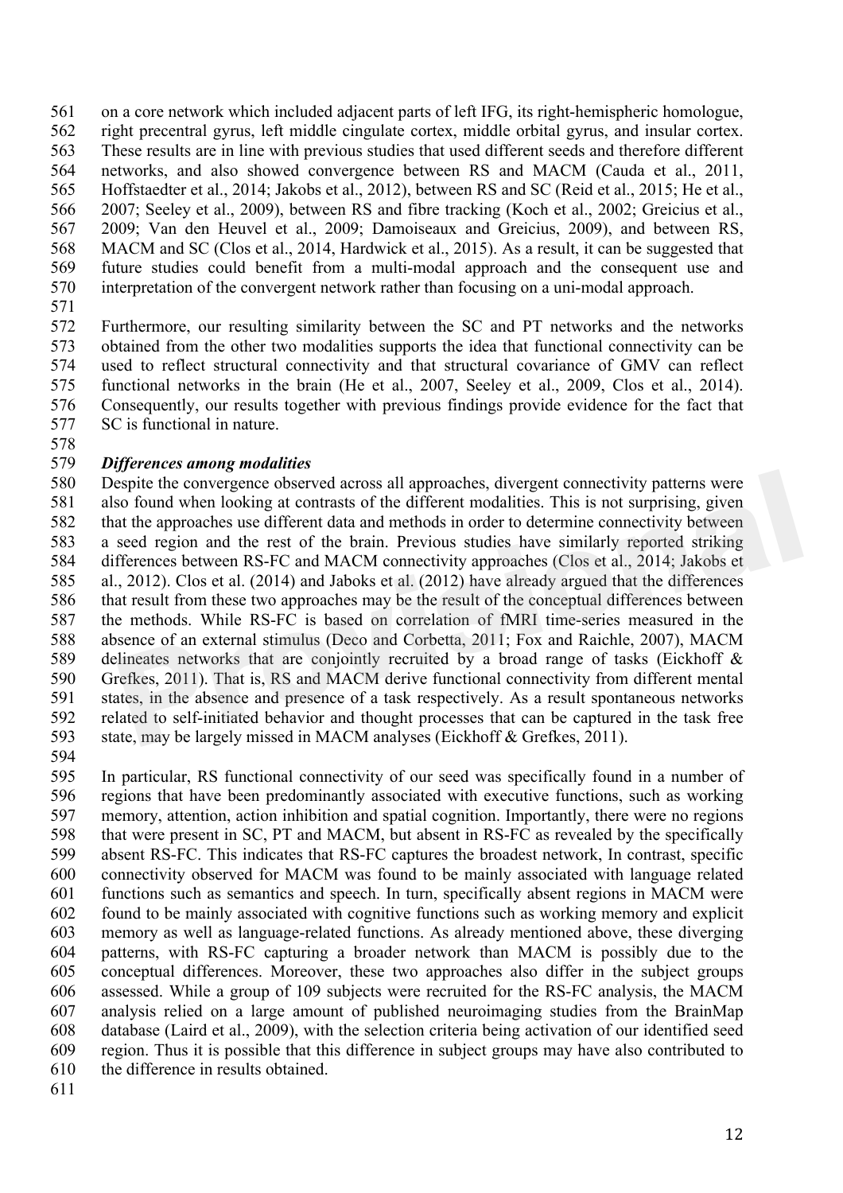on a core network which included adjacent parts of left IFG, its right-hemispheric homologue, right precentral gyrus, left middle cingulate cortex, middle orbital gyrus, and insular cortex. These results are in line with previous studies that used different seeds and therefore different networks, and also showed convergence between RS and MACM (Cauda et al., 2011, Hoffstaedter et al., 2014; Jakobs et al., 2012), between RS and SC (Reid et al., 2015; He et al., 2007; Seeley et al., 2009), between RS and fibre tracking (Koch et al., 2002; Greicius et al., 2009; Van den Heuvel et al., 2009; Damoiseaux and Greicius, 2009), and between RS, MACM and SC (Clos et al., 2014, Hardwick et al., 2015). As a result, it can be suggested that future studies could benefit from a multi-modal approach and the consequent use and interpretation of the convergent network rather than focusing on a uni-modal approach.

Furthermore, our resulting similarity between the SC and PT networks and the networks obtained from the other two modalities supports the idea that functional connectivity can be used to reflect structural connectivity and that structural covariance of GMV can reflect functional networks in the brain (He et al., 2007, Seeley et al., 2009, Clos et al., 2014). Consequently, our results together with previous findings provide evidence for the fact that SC is functional in nature.

***Differences among modalities***

Despite the convergence observed across all approaches, divergent connectivity patterns were also found when looking at contrasts of the different modalities. This is not surprising, given that the approaches use different data and methods in order to determine connectivity between a seed region and the rest of the brain. Previous studies have similarly reported striking differences between RS-FC and MACM connectivity approaches (Clos et al., 2014; Jakobs et al., 2012). Clos et al. (2014) and Jaboks et al. (2012) have already argued that the differences that result from these two approaches may be the result of the conceptual differences between the methods. While RS-FC is based on correlation of fMRI time-series measured in the absence of an external stimulus (Deco and Corbetta, 2011; Fox and Raichle, 2007), MACM delineates networks that are conjointly recruited by a broad range of tasks (Eickhoff & Grefkes, 2011). That is, RS and MACM derive functional connectivity from different mental states, in the absence and presence of a task respectively. As a result spontaneous networks related to self-initiated behavior and thought processes that can be captured in the task free state, may be largely missed in MACM analyses (Eickhoff & Grefkes, 2011).

In particular, RS functional connectivity of our seed was specifically found in a number of regions that have been predominantly associated with executive functions, such as working memory, attention, action inhibition and spatial cognition. Importantly, there were no regions that were present in SC, PT and MACM, but absent in RS-FC as revealed by the specifically absent RS-FC. This indicates that RS-FC captures the broadest network, In contrast, specific connectivity observed for MACM was found to be mainly associated with language related functions such as semantics and speech. In turn, specifically absent regions in MACM were found to be mainly associated with cognitive functions such as working memory and explicit memory as well as language-related functions. As already mentioned above, these diverging patterns, with RS-FC capturing a broader network than MACM is possibly due to the conceptual differences. Moreover, these two approaches also differ in the subject groups assessed. While a group of 109 subjects were recruited for the RS-FC analysis, the MACM analysis relied on a large amount of published neuroimaging studies from the BrainMap database (Laird et al., 2009), with the selection criteria being activation of our identified seed region. Thus it is possible that this difference in subject groups may have also contributed to the difference in results obtained.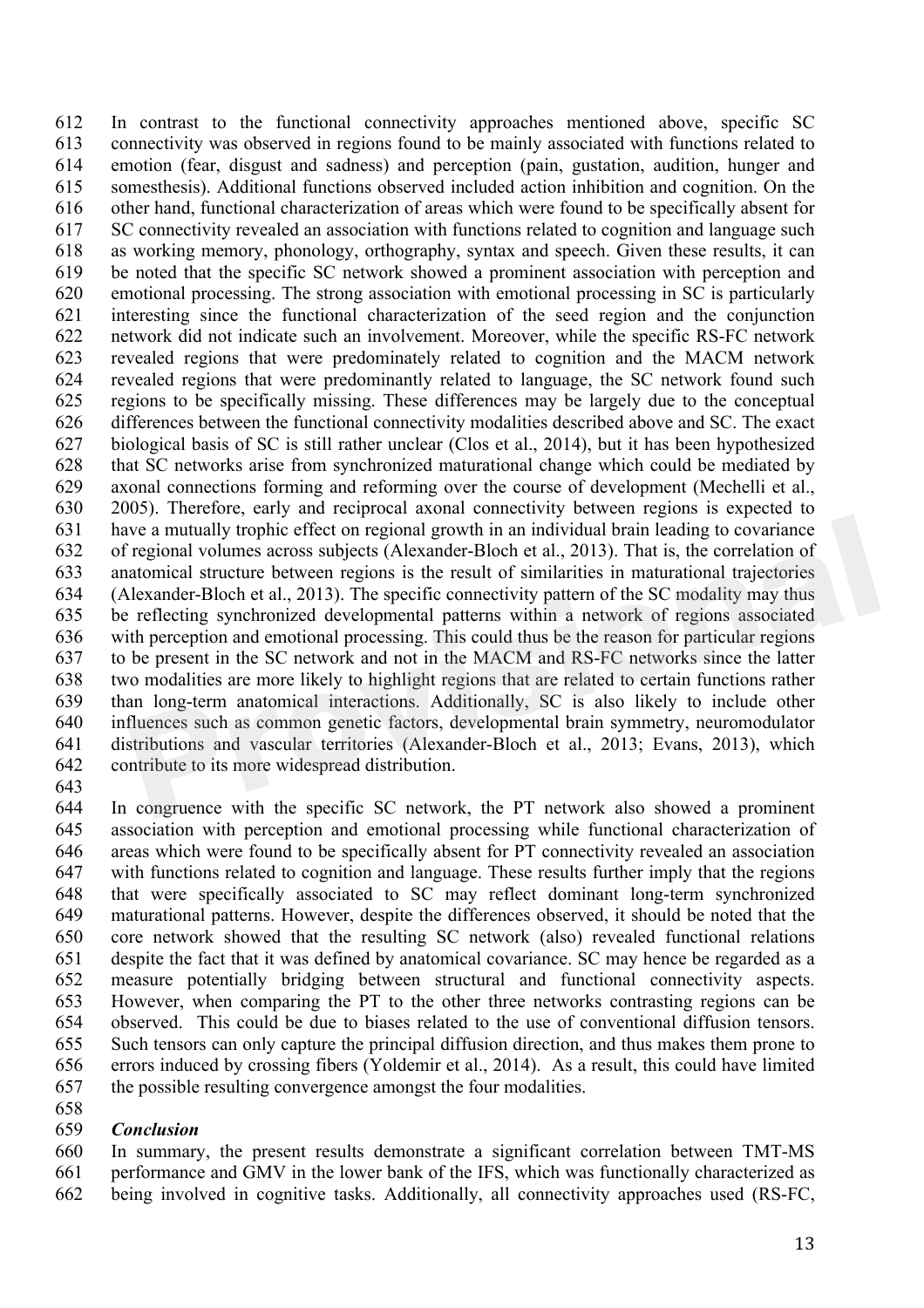In contrast to the functional connectivity approaches mentioned above, specific SC connectivity was observed in regions found to be mainly associated with functions related to emotion (fear, disgust and sadness) and perception (pain, gustation, audition, hunger and somesthesis). Additional functions observed included action inhibition and cognition. On the other hand, functional characterization of areas which were found to be specifically absent for SC connectivity revealed an association with functions related to cognition and language such as working memory, phonology, orthography, syntax and speech. Given these results, it can be noted that the specific SC network showed a prominent association with perception and emotional processing. The strong association with emotional processing in SC is particularly interesting since the functional characterization of the seed region and the conjunction network did not indicate such an involvement. Moreover, while the specific RS-FC network revealed regions that were predominately related to cognition and the MACM network revealed regions that were predominantly related to language, the SC network found such regions to be specifically missing. These differences may be largely due to the conceptual differences between the functional connectivity modalities described above and SC. The exact biological basis of SC is still rather unclear (Clos et al., 2014), but it has been hypothesized that SC networks arise from synchronized maturational change which could be mediated by axonal connections forming and reforming over the course of development (Mechelli et al., 2005). Therefore, early and reciprocal axonal connectivity between regions is expected to have a mutually trophic effect on regional growth in an individual brain leading to covariance of regional volumes across subjects (Alexander-Bloch et al., 2013). That is, the correlation of anatomical structure between regions is the result of similarities in maturational trajectories (Alexander-Bloch et al., 2013). The specific connectivity pattern of the SC modality may thus be reflecting synchronized developmental patterns within a network of regions associated with perception and emotional processing. This could thus be the reason for particular regions to be present in the SC network and not in the MACM and RS-FC networks since the latter two modalities are more likely to highlight regions that are related to certain functions rather than long-term anatomical interactions. Additionally, SC is also likely to include other influences such as common genetic factors, developmental brain symmetry, neuromodulator distributions and vascular territories (Alexander-Bloch et al., 2013; Evans, 2013), which contribute to its more widespread distribution.

In congruence with the specific SC network, the PT network also showed a prominent association with perception and emotional processing while functional characterization of areas which were found to be specifically absent for PT connectivity revealed an association with functions related to cognition and language. These results further imply that the regions that were specifically associated to SC may reflect dominant long-term synchronized maturational patterns. However, despite the differences observed, it should be noted that the core network showed that the resulting SC network (also) revealed functional relations despite the fact that it was defined by anatomical covariance. SC may hence be regarded as a measure potentially bridging between structural and functional connectivity aspects. However, when comparing the PT to the other three networks contrasting regions can be observed. This could be due to biases related to the use of conventional diffusion tensors. Such tensors can only capture the principal diffusion direction, and thus makes them prone to errors induced by crossing fibers (Yoldemir et al., 2014). As a result, this could have limited the possible resulting convergence amongst the four modalities.

### *Conclusion*

In summary, the present results demonstrate a significant correlation between TMT-MS performance and GMV in the lower bank of the IFS, which was functionally characterized as being involved in cognitive tasks. Additionally, all connectivity approaches used (RS-FC,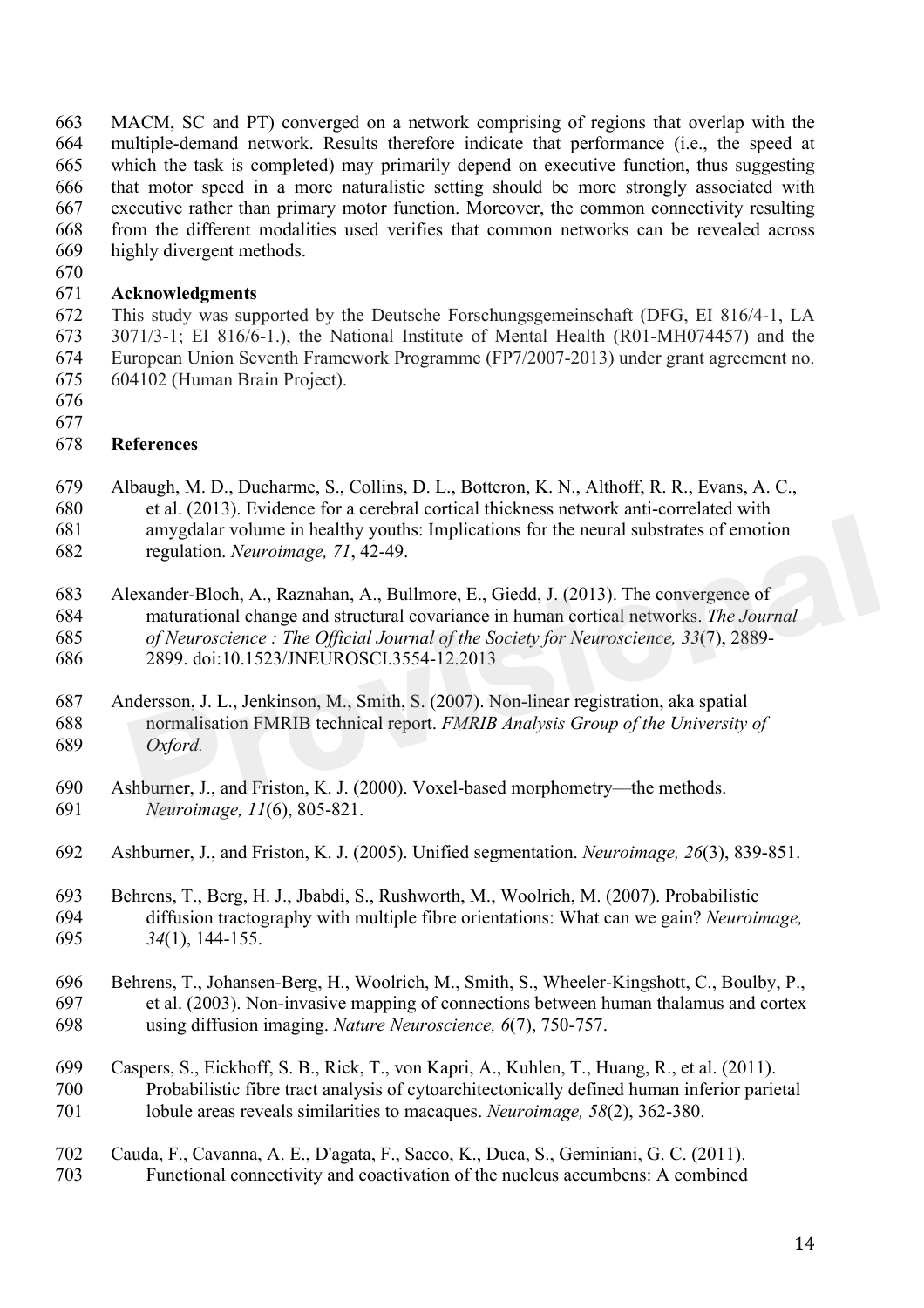MACM, SC and PT) converged on a network comprising of regions that overlap with the multiple-demand network. Results therefore indicate that performance (i.e., the speed at which the task is completed) may primarily depend on executive function, thus suggesting that motor speed in a more naturalistic setting should be more strongly associated with executive rather than primary motor function. Moreover, the common connectivity resulting from the different modalities used verifies that common networks can be revealed across highly divergent methods.

## Acknowledgments

This study was supported by the Deutsche Forschungsgemeinschaft (DFG, EI 816/4-1, LA 3071/3-1; EI 816/6-1.), the National Institute of Mental Health (R01-MH074457) and the European Union Seventh Framework Programme (FP7/2007-2013) under grant agreement no. 604102 (Human Brain Project).

## References

Albaugh, M. D., Ducharme, S., Collins, D. L., Botteron, K. N., Althoff, R. R., Evans, A. C., et al. (2013). Evidence for a cerebral cortical thickness network anti-correlated with amygdalar volume in healthy youths: Implications for the neural substrates of emotion regulation. *Neuroimage, 71*, 42-49.

Alexander-Bloch, A., Raznahan, A., Bullmore, E., Giedd, J. (2013). The convergence of maturational change and structural covariance in human cortical networks. *The Journal of Neuroscience : The Official Journal of the Society for Neuroscience, 33*(7), 2889-2899. doi:10.1523/JNEUROSCI.3554-12.2013

Andersson, J. L., Jenkinson, M., Smith, S. (2007). Non-linear registration, aka spatial normalisation FMRIB technical report. *FMRIB Analysis Group of the University of Oxford.*

Ashburner, J., and Friston, K. J. (2000). Voxel-based morphometry—the methods. *Neuroimage, 11*(6), 805-821.

Ashburner, J., and Friston, K. J. (2005). Unified segmentation. *Neuroimage, 26*(3), 839-851.

Behrens, T., Berg, H. J., Jbabdi, S., Rushworth, M., Woolrich, M. (2007). Probabilistic diffusion tractography with multiple fibre orientations: What can we gain? *Neuroimage, 34*(1), 144-155.

Behrens, T., Johansen-Berg, H., Woolrich, M., Smith, S., Wheeler-Kingshott, C., Boulby, P., et al. (2003). Non-invasive mapping of connections between human thalamus and cortex using diffusion imaging. *Nature Neuroscience, 6*(7), 750-757.

Caspers, S., Eickhoff, S. B., Rick, T., von Kapri, A., Kuhlen, T., Huang, R., et al. (2011). Probabilistic fibre tract analysis of cytoarchitectonically defined human inferior parietal lobule areas reveals similarities to macaques. *Neuroimage, 58*(2), 362-380.

Cauda, F., Cavanna, A. E., D'agata, F., Sacco, K., Duca, S., Geminiani, G. C. (2011). Functional connectivity and coactivation of the nucleus accumbens: A combined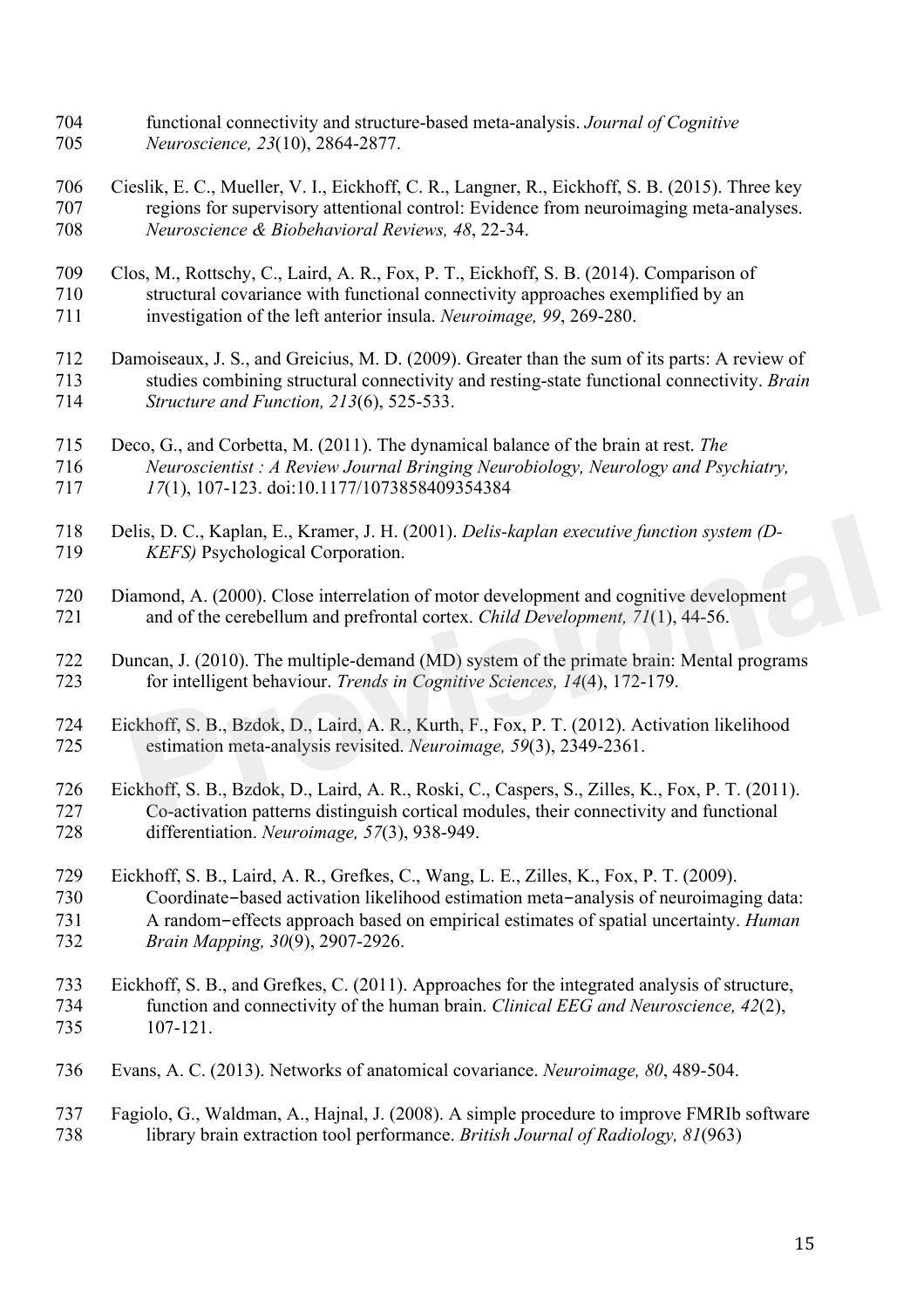functional connectivity and structure-based meta-analysis. *Journal of Cognitive Neuroscience, 23*(10), 2864-2877.

Cieslik, E. C., Mueller, V. I., Eickhoff, C. R., Langner, R., Eickhoff, S. B. (2015). Three key regions for supervisory attentional control: Evidence from neuroimaging meta-analyses. *Neuroscience & Biobehavioral Reviews, 48*, 22-34.

Clos, M., Rottschy, C., Laird, A. R., Fox, P. T., Eickhoff, S. B. (2014). Comparison of structural covariance with functional connectivity approaches exemplified by an investigation of the left anterior insula. *Neuroimage, 99*, 269-280.

Damoiseaux, J. S., and Greicius, M. D. (2009). Greater than the sum of its parts: A review of studies combining structural connectivity and resting-state functional connectivity. *Brain Structure and Function, 213*(6), 525-533.

Deco, G., and Corbetta, M. (2011). The dynamical balance of the brain at rest. *The Neuroscientist : A Review Journal Bringing Neurobiology, Neurology and Psychiatry, 17*(1), 107-123. doi:10.1177/1073858409354384

Delis, D. C., Kaplan, E., Kramer, J. H. (2001). *Delis-kaplan executive function system (D-KEFS)* Psychological Corporation.

Diamond, A. (2000). Close interrelation of motor development and cognitive development and of the cerebellum and prefrontal cortex. *Child Development, 71*(1), 44-56.

Duncan, J. (2010). The multiple-demand (MD) system of the primate brain: Mental programs for intelligent behaviour. *Trends in Cognitive Sciences, 14*(4), 172-179.

Eickhoff, S. B., Bzdok, D., Laird, A. R., Kurth, F., Fox, P. T. (2012). Activation likelihood estimation meta-analysis revisited. *Neuroimage, 59*(3), 2349-2361.

Eickhoff, S. B., Bzdok, D., Laird, A. R., Roski, C., Caspers, S., Zilles, K., Fox, P. T. (2011). Co-activation patterns distinguish cortical modules, their connectivity and functional differentiation. *Neuroimage, 57*(3), 938-949.

Eickhoff, S. B., Laird, A. R., Grefkes, C., Wang, L. E., Zilles, K., Fox, P. T. (2009). Coordinate-based activation likelihood estimation meta-analysis of neuroimaging data: A random-effects approach based on empirical estimates of spatial uncertainty. *Human Brain Mapping, 30*(9), 2907-2926.

Eickhoff, S. B., and Grefkes, C. (2011). Approaches for the integrated analysis of structure, function and connectivity of the human brain. *Clinical EEG and Neuroscience, 42*(2), 107-121.

Evans, A. C. (2013). Networks of anatomical covariance. *Neuroimage, 80*, 489-504.

Fagiolo, G., Waldman, A., Hajnal, J. (2008). A simple procedure to improve FMRIb software library brain extraction tool performance. *British Journal of Radiology, 81*(963)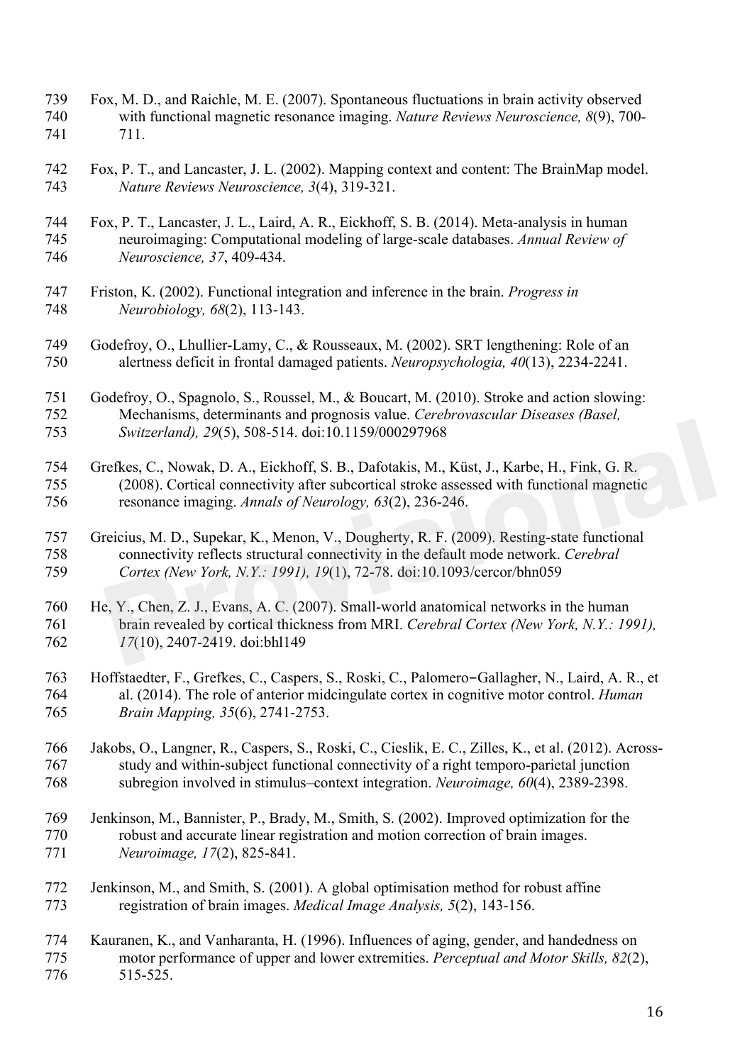Fox, M. D., and Raichle, M. E. (2007). Spontaneous fluctuations in brain activity observed with functional magnetic resonance imaging. *Nature Reviews Neuroscience, 8*(9), 700-711.

Fox, P. T., and Lancaster, J. L. (2002). Mapping context and content: The BrainMap model. *Nature Reviews Neuroscience, 3*(4), 319-321.

Fox, P. T., Lancaster, J. L., Laird, A. R., Eickhoff, S. B. (2014). Meta-analysis in human neuroimaging: Computational modeling of large-scale databases. *Annual Review of Neuroscience, 37*, 409-434.

Friston, K. (2002). Functional integration and inference in the brain. *Progress in Neurobiology, 68*(2), 113-143.

Godefroy, O., Lhullier-Lamy, C., & Rousseaux, M. (2002). SRT lengthening: Role of an alertness deficit in frontal damaged patients. *Neuropsychologia, 40*(13), 2234-2241.

Godefroy, O., Spagnolo, S., Roussel, M., & Boucart, M. (2010). Stroke and action slowing: Mechanisms, determinants and prognosis value. *Cerebrovascular Diseases (Basel, Switzerland), 29*(5), 508-514. doi:10.1159/000297968

Grefkes, C., Nowak, D. A., Eickhoff, S. B., Dafotakis, M., Küst, J., Karbe, H., Fink, G. R. (2008). Cortical connectivity after subcortical stroke assessed with functional magnetic resonance imaging. *Annals of Neurology, 63*(2), 236-246.

Greicius, M. D., Supekar, K., Menon, V., Dougherty, R. F. (2009). Resting-state functional connectivity reflects structural connectivity in the default mode network. *Cerebral Cortex (New York, N.Y.: 1991), 19*(1), 72-78. doi:10.1093/cercor/bhn059

He, Y., Chen, Z. J., Evans, A. C. (2007). Small-world anatomical networks in the human brain revealed by cortical thickness from MRI. *Cerebral Cortex (New York, N.Y.: 1991), 17*(10), 2407-2419. doi:bhl149

Hoffstaedter, F., Grefkes, C., Caspers, S., Roski, C., Palomero−Gallagher, N., Laird, A. R., et al. (2014). The role of anterior midcingulate cortex in cognitive motor control. *Human Brain Mapping, 35*(6), 2741-2753.

Jakobs, O., Langner, R., Caspers, S., Roski, C., Cieslik, E. C., Zilles, K., et al. (2012). Across-study and within-subject functional connectivity of a right temporo-parietal junction subregion involved in stimulus–context integration. *Neuroimage, 60*(4), 2389-2398.

Jenkinson, M., Bannister, P., Brady, M., Smith, S. (2002). Improved optimization for the robust and accurate linear registration and motion correction of brain images. *Neuroimage, 17*(2), 825-841.

Jenkinson, M., and Smith, S. (2001). A global optimisation method for robust affine registration of brain images. *Medical Image Analysis, 5*(2), 143-156.

Kauranen, K., and Vanharanta, H. (1996). Influences of aging, gender, and handedness on motor performance of upper and lower extremities. *Perceptual and Motor Skills, 82*(2), 515-525.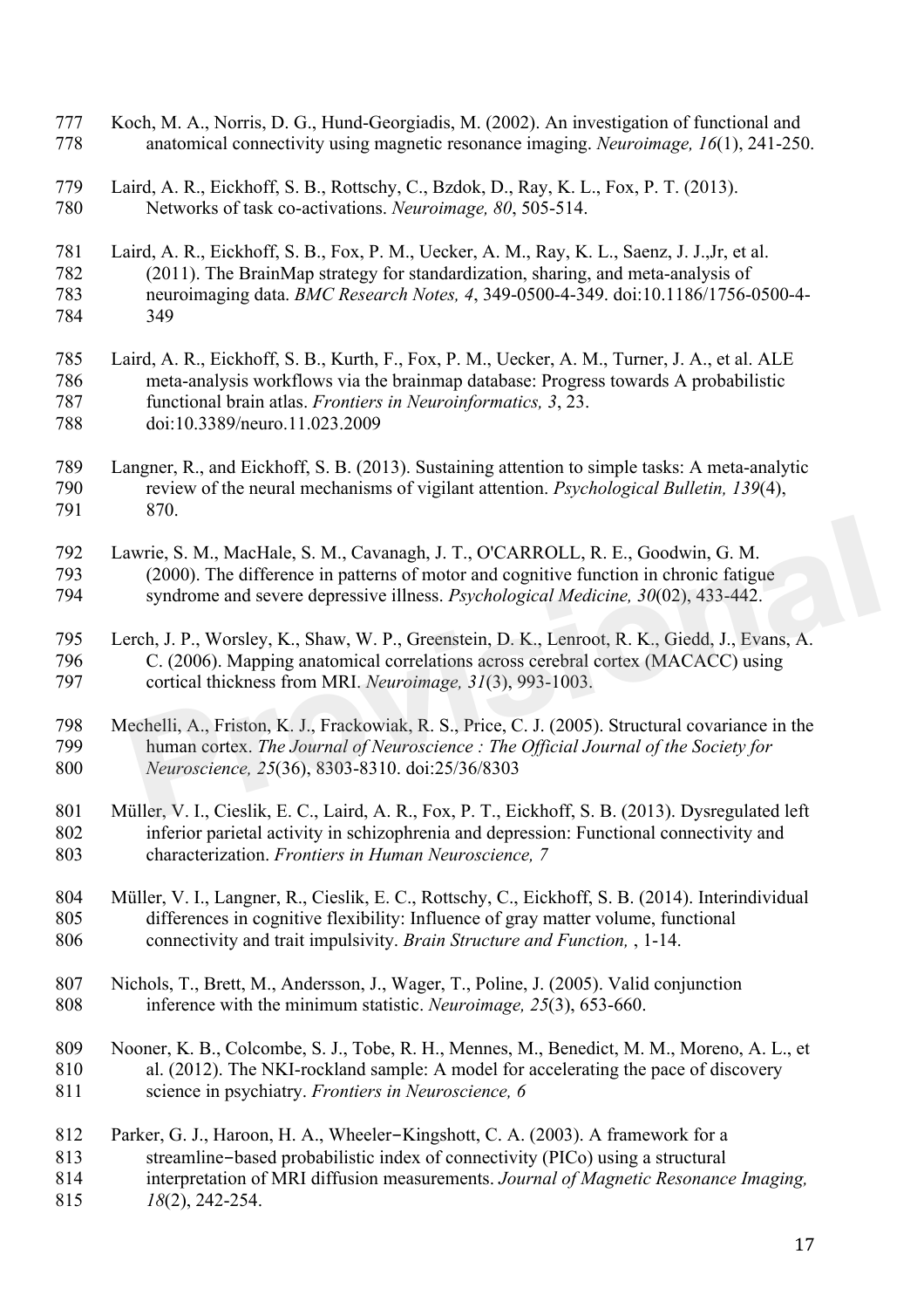Koch, M. A., Norris, D. G., Hund-Georgiadis, M. (2002). An investigation of functional and anatomical connectivity using magnetic resonance imaging. *Neuroimage, 16*(1), 241-250.

Laird, A. R., Eickhoff, S. B., Rottschy, C., Bzdok, D., Ray, K. L., Fox, P. T. (2013). Networks of task co-activations. *Neuroimage, 80*, 505-514.

Laird, A. R., Eickhoff, S. B., Fox, P. M., Uecker, A. M., Ray, K. L., Saenz, J. J.,Jr, et al. (2011). The BrainMap strategy for standardization, sharing, and meta-analysis of neuroimaging data. *BMC Research Notes, 4*, 349-0500-4-349. doi:10.1186/1756-0500-4-349

Laird, A. R., Eickhoff, S. B., Kurth, F., Fox, P. M., Uecker, A. M., Turner, J. A., et al. ALE meta-analysis workflows via the brainmap database: Progress towards A probabilistic functional brain atlas. *Frontiers in Neuroinformatics, 3*, 23. doi:10.3389/neuro.11.023.2009

Langner, R., and Eickhoff, S. B. (2013). Sustaining attention to simple tasks: A meta-analytic review of the neural mechanisms of vigilant attention. *Psychological Bulletin, 139*(4), 870.

Lawrie, S. M., MacHale, S. M., Cavanagh, J. T., O'CARROLL, R. E., Goodwin, G. M. (2000). The difference in patterns of motor and cognitive function in chronic fatigue syndrome and severe depressive illness. *Psychological Medicine, 30*(02), 433-442.

Lerch, J. P., Worsley, K., Shaw, W. P., Greenstein, D. K., Lenroot, R. K., Giedd, J., Evans, A. C. (2006). Mapping anatomical correlations across cerebral cortex (MACACC) using cortical thickness from MRI. *Neuroimage, 31*(3), 993-1003.

Mechelli, A., Friston, K. J., Frackowiak, R. S., Price, C. J. (2005). Structural covariance in the human cortex. *The Journal of Neuroscience : The Official Journal of the Society for Neuroscience, 25*(36), 8303-8310. doi:25/36/8303

Müller, V. I., Cieslik, E. C., Laird, A. R., Fox, P. T., Eickhoff, S. B. (2013). Dysregulated left inferior parietal activity in schizophrenia and depression: Functional connectivity and characterization. *Frontiers in Human Neuroscience, 7*

Müller, V. I., Langner, R., Cieslik, E. C., Rottschy, C., Eickhoff, S. B. (2014). Interindividual differences in cognitive flexibility: Influence of gray matter volume, functional connectivity and trait impulsivity. *Brain Structure and Function,* , 1-14.

Nichols, T., Brett, M., Andersson, J., Wager, T., Poline, J. (2005). Valid conjunction inference with the minimum statistic. *Neuroimage, 25*(3), 653-660.

Nooner, K. B., Colcombe, S. J., Tobe, R. H., Mennes, M., Benedict, M. M., Moreno, A. L., et al. (2012). The NKI-rockland sample: A model for accelerating the pace of discovery science in psychiatry. *Frontiers in Neuroscience, 6*

Parker, G. J., Haroon, H. A., Wheeler-Kingshott, C. A. (2003). A framework for a streamline-based probabilistic index of connectivity (PICo) using a structural interpretation of MRI diffusion measurements. *Journal of Magnetic Resonance Imaging, 18*(2), 242-254.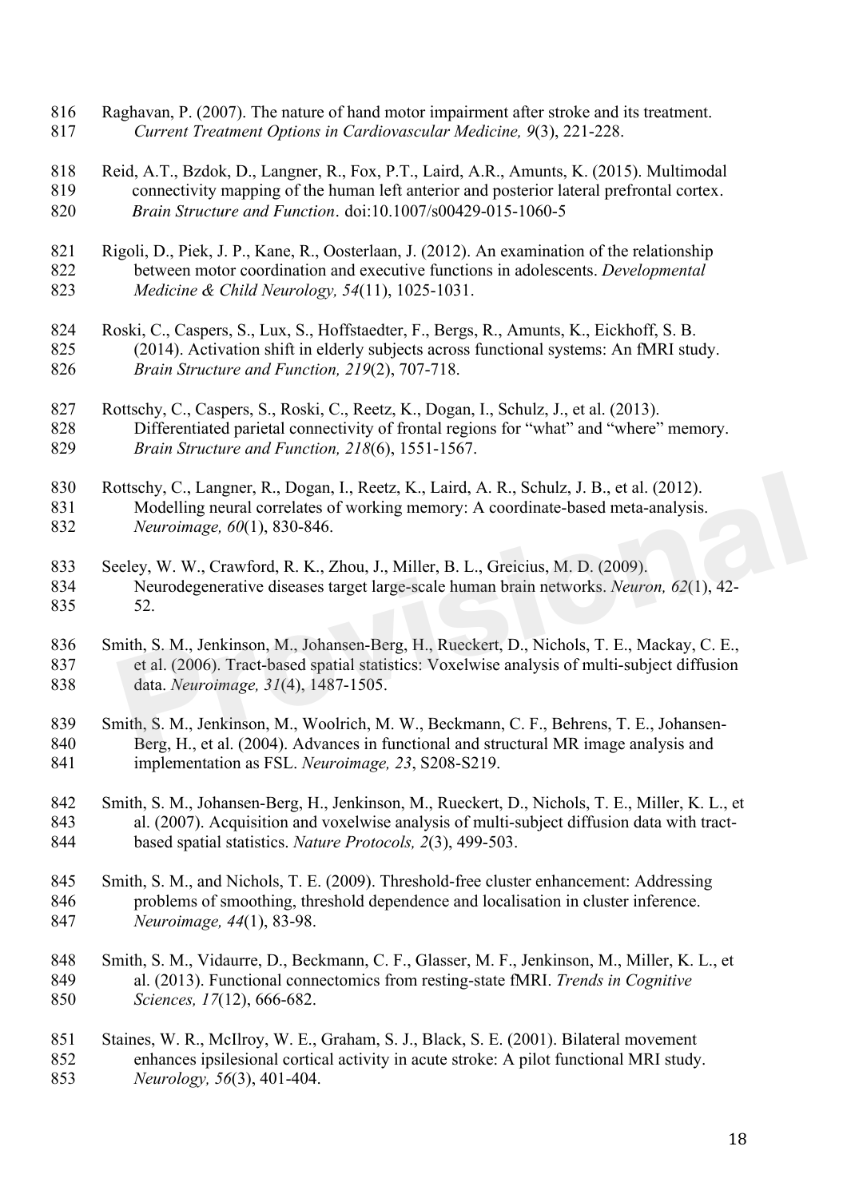Raghavan, P. (2007). The nature of hand motor impairment after stroke and its treatment. *Current Treatment Options in Cardiovascular Medicine, 9*(3), 221-228.

Reid, A.T., Bzdok, D., Langner, R., Fox, P.T., Laird, A.R., Amunts, K. (2015). Multimodal connectivity mapping of the human left anterior and posterior lateral prefrontal cortex. *Brain Structure and Function*. doi:10.1007/s00429-015-1060-5

Rigoli, D., Piek, J. P., Kane, R., Oosterlaan, J. (2012). An examination of the relationship between motor coordination and executive functions in adolescents. *Developmental Medicine & Child Neurology, 54*(11), 1025-1031.

Roski, C., Caspers, S., Lux, S., Hoffstaedter, F., Bergs, R., Amunts, K., Eickhoff, S. B. (2014). Activation shift in elderly subjects across functional systems: An fMRI study. *Brain Structure and Function, 219*(2), 707-718.

Rottschy, C., Caspers, S., Roski, C., Reetz, K., Dogan, I., Schulz, J., et al. (2013). Differentiated parietal connectivity of frontal regions for "what" and "where" memory. *Brain Structure and Function, 218*(6), 1551-1567.

Rottschy, C., Langner, R., Dogan, I., Reetz, K., Laird, A. R., Schulz, J. B., et al. (2012). Modelling neural correlates of working memory: A coordinate-based meta-analysis. *Neuroimage, 60*(1), 830-846.

Seeley, W. W., Crawford, R. K., Zhou, J., Miller, B. L., Greicius, M. D. (2009). Neurodegenerative diseases target large-scale human brain networks. *Neuron, 62*(1), 42-52.

Smith, S. M., Jenkinson, M., Johansen-Berg, H., Rueckert, D., Nichols, T. E., Mackay, C. E., et al. (2006). Tract-based spatial statistics: Voxelwise analysis of multi-subject diffusion data. *Neuroimage, 31*(4), 1487-1505.

Smith, S. M., Jenkinson, M., Woolrich, M. W., Beckmann, C. F., Behrens, T. E., Johansen-Berg, H., et al. (2004). Advances in functional and structural MR image analysis and implementation as FSL. *Neuroimage, 23*, S208-S219.

Smith, S. M., Johansen-Berg, H., Jenkinson, M., Rueckert, D., Nichols, T. E., Miller, K. L., et al. (2007). Acquisition and voxelwise analysis of multi-subject diffusion data with tract-based spatial statistics. *Nature Protocols, 2*(3), 499-503.

Smith, S. M., and Nichols, T. E. (2009). Threshold-free cluster enhancement: Addressing problems of smoothing, threshold dependence and localisation in cluster inference. *Neuroimage, 44*(1), 83-98.

Smith, S. M., Vidaurre, D., Beckmann, C. F., Glasser, M. F., Jenkinson, M., Miller, K. L., et al. (2013). Functional connectomics from resting-state fMRI. *Trends in Cognitive Sciences, 17*(12), 666-682.

Staines, W. R., McIlroy, W. E., Graham, S. J., Black, S. E. (2001). Bilateral movement enhances ipsilesional cortical activity in acute stroke: A pilot functional MRI study. *Neurology, 56*(3), 401-404.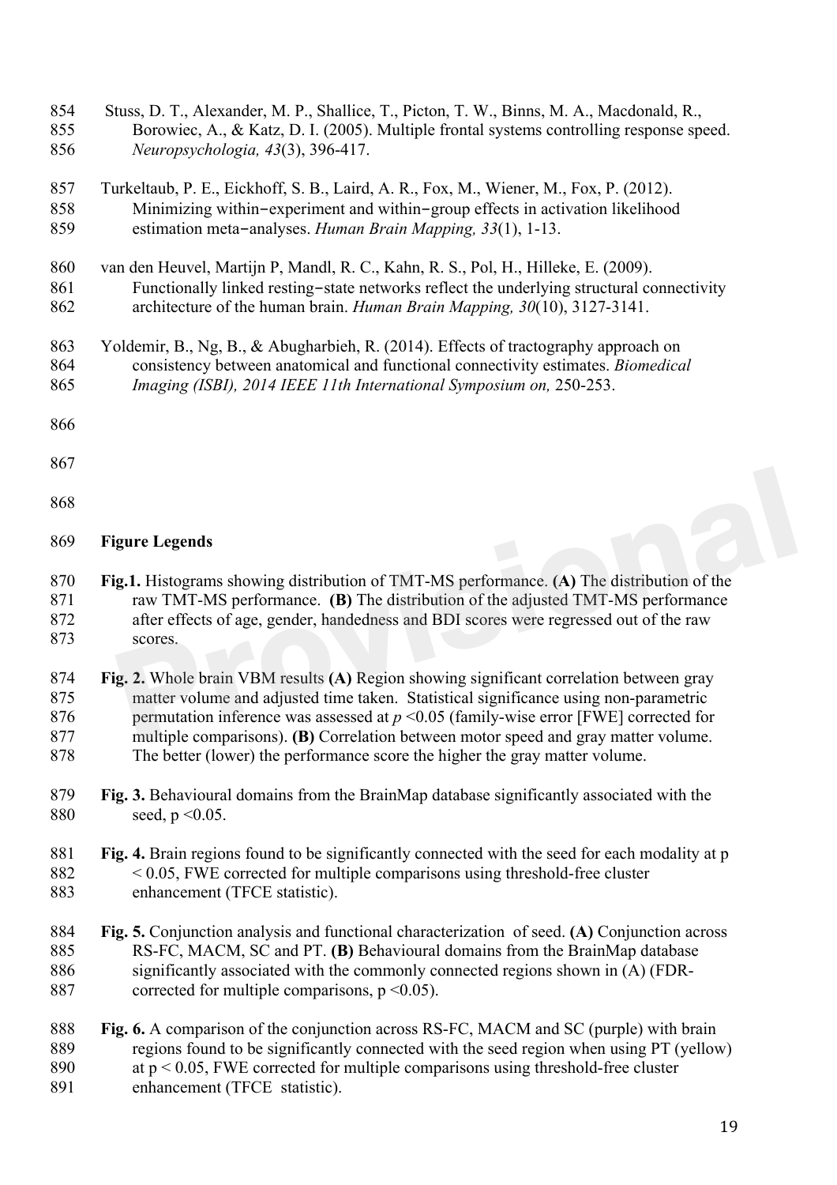Stuss, D. T., Alexander, M. P., Shallice, T., Picton, T. W., Binns, M. A., Macdonald, R., Borowiec, A., & Katz, D. I. (2005). Multiple frontal systems controlling response speed. *Neuropsychologia, 43*(3), 396-417.

Turkeltaub, P. E., Eickhoff, S. B., Laird, A. R., Fox, M., Wiener, M., Fox, P. (2012). Minimizing within‐experiment and within‐group effects in activation likelihood estimation meta‐analyses. *Human Brain Mapping, 33*(1), 1-13.

van den Heuvel, Martijn P, Mandl, R. C., Kahn, R. S., Pol, H., Hilleke, E. (2009). Functionally linked resting‐state networks reflect the underlying structural connectivity architecture of the human brain. *Human Brain Mapping, 30*(10), 3127-3141.

Yoldemir, B., Ng, B., & Abugharbieh, R. (2014). Effects of tractography approach on consistency between anatomical and functional connectivity estimates. *Biomedical Imaging (ISBI), 2014 IEEE 11th International Symposium on,* 250-253.

## Figure Legends

**Fig.1.** Histograms showing distribution of TMT-MS performance. **(A)** The distribution of the raw TMT-MS performance. **(B)** The distribution of the adjusted TMT-MS performance after effects of age, gender, handedness and BDI scores were regressed out of the raw scores.

**Fig. 2.** Whole brain VBM results **(A)** Region showing significant correlation between gray matter volume and adjusted time taken. Statistical significance using non-parametric permutation inference was assessed at $p < 0.05$ (family-wise error [FWE] corrected for multiple comparisons). **(B)** Correlation between motor speed and gray matter volume. The better (lower) the performance score the higher the gray matter volume.

**Fig. 3.** Behavioural domains from the BrainMap database significantly associated with the seed, $p < 0.05$.

**Fig. 4.** Brain regions found to be significantly connected with the seed for each modality at $p < 0.05$, FWE corrected for multiple comparisons using threshold-free cluster enhancement (TFCE statistic).

**Fig. 5.** Conjunction analysis and functional characterization of seed. **(A)** Conjunction across RS-FC, MACM, SC and PT. **(B)** Behavioural domains from the BrainMap database significantly associated with the commonly connected regions shown in (A) (FDR-corrected for multiple comparisons, $p < 0.05$).

**Fig. 6.** A comparison of the conjunction across RS-FC, MACM and SC (purple) with brain regions found to be significantly connected with the seed region when using PT (yellow) at $p < 0.05$, FWE corrected for multiple comparisons using threshold-free cluster enhancement (TFCE statistic).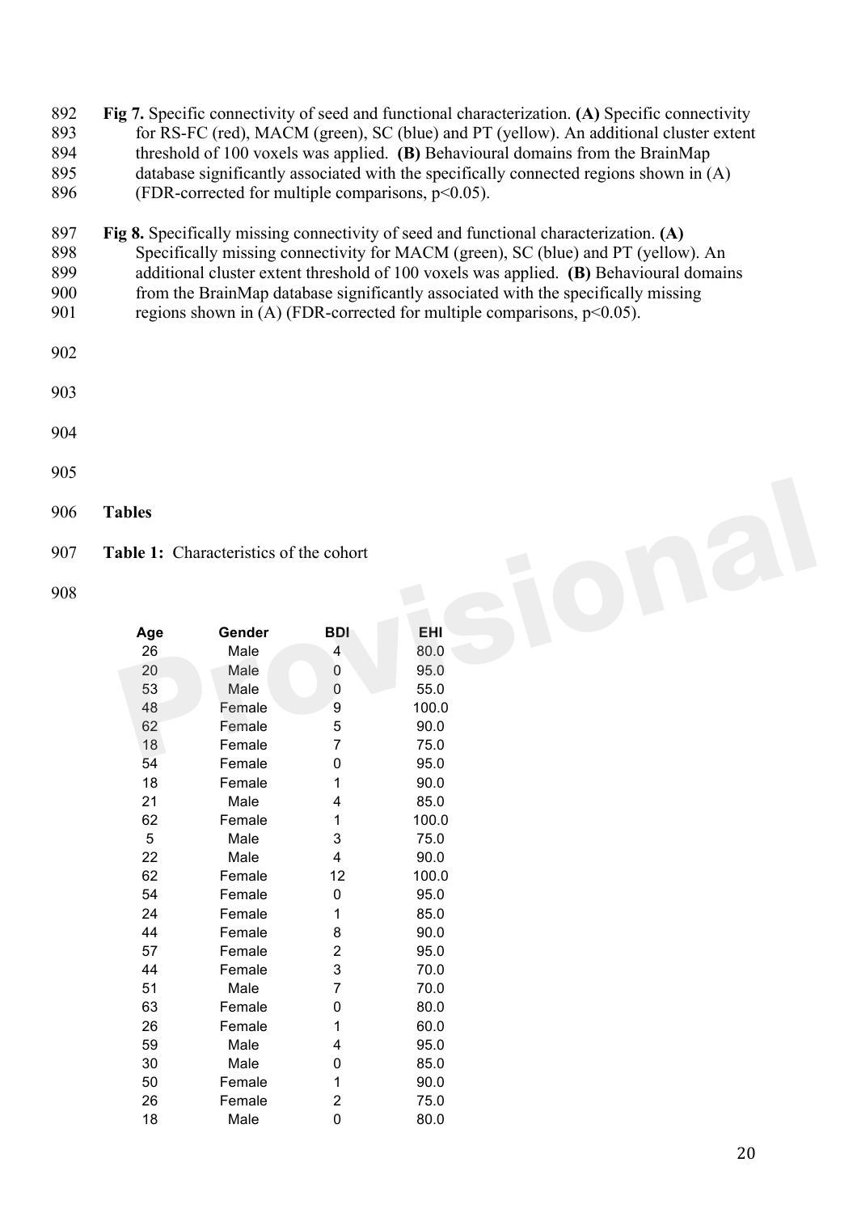**Fig 7.** Specific connectivity of seed and functional characterization. **(A)** Specific connectivity for RS-FC (red), MACM (green), SC (blue) and PT (yellow). An additional cluster extent threshold of 100 voxels was applied. **(B)** Behavioural domains from the BrainMap database significantly associated with the specifically connected regions shown in (A) (FDR-corrected for multiple comparisons, $p<0.05$).

**Fig 8.** Specifically missing connectivity of seed and functional characterization. **(A)** Specifically missing connectivity for MACM (green), SC (blue) and PT (yellow). An additional cluster extent threshold of 100 voxels was applied. **(B)** Behavioural domains from the BrainMap database significantly associated with the specifically missing regions shown in (A) (FDR-corrected for multiple comparisons, $p<0.05$).

## Tables

**Table 1:** Characteristics of the cohort

| Age | Gender | BDI | EHI |
|---|---|---|---|
| 26 | Male | 4 | 80.0 |
| 20 | Male | 0 | 95.0 |
| 53 | Male | 0 | 55.0 |
| 48 | Female | 9 | 100.0 |
| 62 | Female | 5 | 90.0 |
| 18 | Female | 7 | 75.0 |
| 54 | Female | 0 | 95.0 |
| 18 | Female | 1 | 90.0 |
| 21 | Male | 4 | 85.0 |
| 62 | Female | 1 | 100.0 |
| 5 | Male | 3 | 75.0 |
| 22 | Male | 4 | 90.0 |
| 62 | Female | 12 | 100.0 |
| 54 | Female | 0 | 95.0 |
| 24 | Female | 1 | 85.0 |
| 44 | Female | 8 | 90.0 |
| 57 | Female | 2 | 95.0 |
| 44 | Female | 3 | 70.0 |
| 51 | Male | 7 | 70.0 |
| 63 | Female | 0 | 80.0 |
| 26 | Female | 1 | 60.0 |
| 59 | Male | 4 | 95.0 |
| 30 | Male | 0 | 85.0 |
| 50 | Female | 1 | 90.0 |
| 26 | Female | 2 | 75.0 |
| 18 | Male | 0 | 80.0 |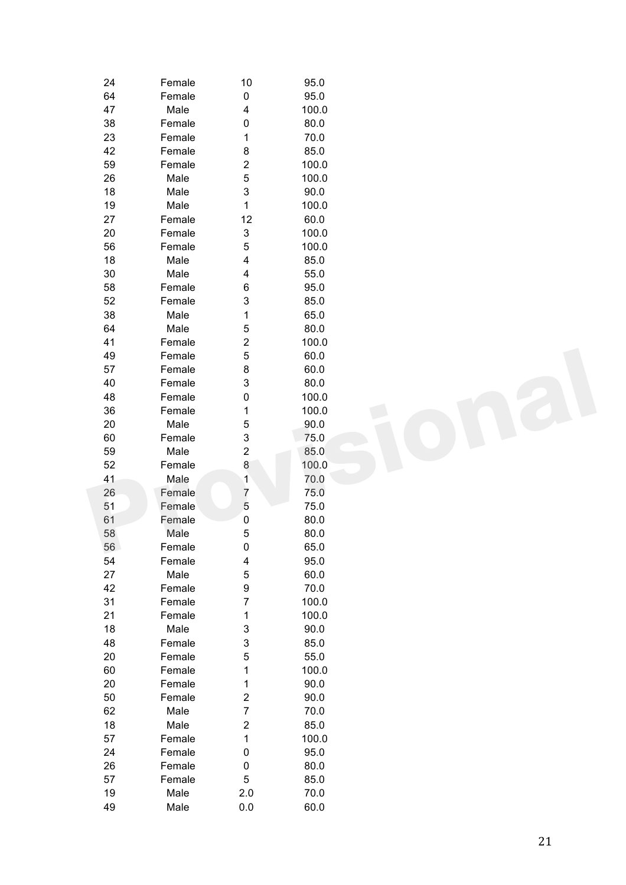| | | | |
|---|---|---|---|
| 24 | Female | 10 | 95.0 |
| 64 | Female | 0 | 95.0 |
| 47 | Male | 4 | 100.0 |
| 38 | Female | 0 | 80.0 |
| 23 | Female | 1 | 70.0 |
| 42 | Female | 8 | 85.0 |
| 59 | Female | 2 | 100.0 |
| 26 | Male | 5 | 100.0 |
| 18 | Male | 3 | 90.0 |
| 19 | Male | 1 | 100.0 |
| 27 | Female | 12 | 60.0 |
| 20 | Female | 3 | 100.0 |
| 56 | Female | 5 | 100.0 |
| 18 | Male | 4 | 85.0 |
| 30 | Male | 4 | 55.0 |
| 58 | Female | 6 | 95.0 |
| 52 | Female | 3 | 85.0 |
| 38 | Male | 1 | 65.0 |
| 64 | Male | 5 | 80.0 |
| 41 | Female | 2 | 100.0 |
| 49 | Female | 5 | 60.0 |
| 57 | Female | 8 | 60.0 |
| 40 | Female | 3 | 80.0 |
| 48 | Female | 0 | 100.0 |
| 36 | Female | 1 | 100.0 |
| 20 | Male | 5 | 90.0 |
| 60 | Female | 3 | 75.0 |
| 59 | Male | 2 | 85.0 |
| 52 | Female | 8 | 100.0 |
| 41 | Male | 1 | 70.0 |
| 26 | Female | 7 | 75.0 |
| 51 | Female | 5 | 75.0 |
| 61 | Female | 0 | 80.0 |
| 58 | Male | 5 | 80.0 |
| 56 | Female | 0 | 65.0 |
| 54 | Female | 4 | 95.0 |
| 27 | Male | 5 | 60.0 |
| 42 | Female | 9 | 70.0 |
| 31 | Female | 7 | 100.0 |
| 21 | Female | 1 | 100.0 |
| 18 | Male | 3 | 90.0 |
| 48 | Female | 3 | 85.0 |
| 20 | Female | 5 | 55.0 |
| 60 | Female | 1 | 100.0 |
| 20 | Female | 1 | 90.0 |
| 50 | Female | 2 | 90.0 |
| 62 | Male | 7 | 70.0 |
| 18 | Male | 2 | 85.0 |
| 57 | Female | 1 | 100.0 |
| 24 | Female | 0 | 95.0 |
| 26 | Female | 0 | 80.0 |
| 57 | Female | 5 | 85.0 |
| 19 | Male | 2.0 | 70.0 |
| 49 | Male | 0.0 | 60.0 |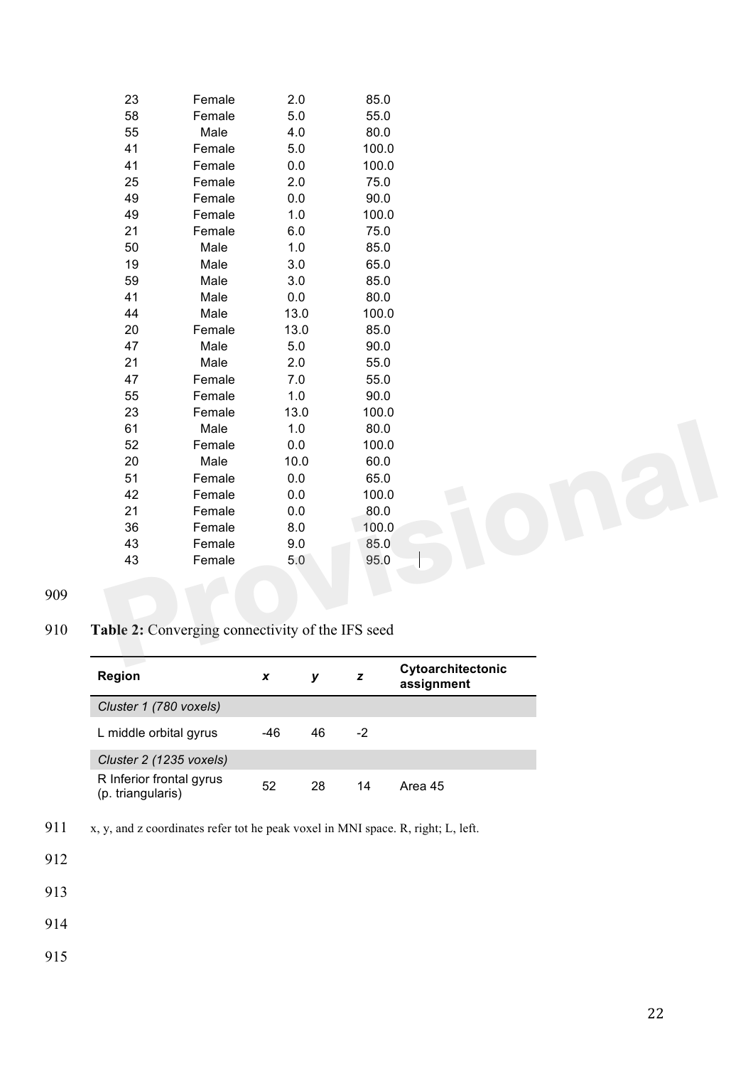| | | | |
|---|---|---|---|
| 23 | Female | 2.0 | 85.0 |
| 58 | Female | 5.0 | 55.0 |
| 55 | Male | 4.0 | 80.0 |
| 41 | Female | 5.0 | 100.0 |
| 41 | Female | 0.0 | 100.0 |
| 25 | Female | 2.0 | 75.0 |
| 49 | Female | 0.0 | 90.0 |
| 49 | Female | 1.0 | 100.0 |
| 21 | Female | 6.0 | 75.0 |
| 50 | Male | 1.0 | 85.0 |
| 19 | Male | 3.0 | 65.0 |
| 59 | Male | 3.0 | 85.0 |
| 41 | Male | 0.0 | 80.0 |
| 44 | Male | 13.0 | 100.0 |
| 20 | Female | 13.0 | 85.0 |
| 47 | Male | 5.0 | 90.0 |
| 21 | Male | 2.0 | 55.0 |
| 47 | Female | 7.0 | 55.0 |
| 55 | Female | 1.0 | 90.0 |
| 23 | Female | 13.0 | 100.0 |
| 61 | Male | 1.0 | 80.0 |
| 52 | Female | 0.0 | 100.0 |
| 20 | Male | 10.0 | 60.0 |
| 51 | Female | 0.0 | 65.0 |
| 42 | Female | 0.0 | 100.0 |
| 21 | Female | 0.0 | 80.0 |
| 36 | Female | 8.0 | 100.0 |
| 43 | Female | 9.0 | 85.0 |
| 43 | Female | 5.0 | 95.0 |

**Table 2:** Converging connectivity of the IFS seed

| Region | *x* | *y* | *z* | Cytoarchitectonic assignment |
|---|---|---|---|---|
| *Cluster 1 (780 voxels)* | | | | |
| L middle orbital gyrus | -46 | 46 | -2 | |
| *Cluster 2 (1235 voxels)* | | | | |
| R Inferior frontal gyrus (p. triangularis) | 52 | 28 | 14 | Area 45 |

x, y, and z coordinates refer tot he peak voxel in MNI space. R, right; L, left.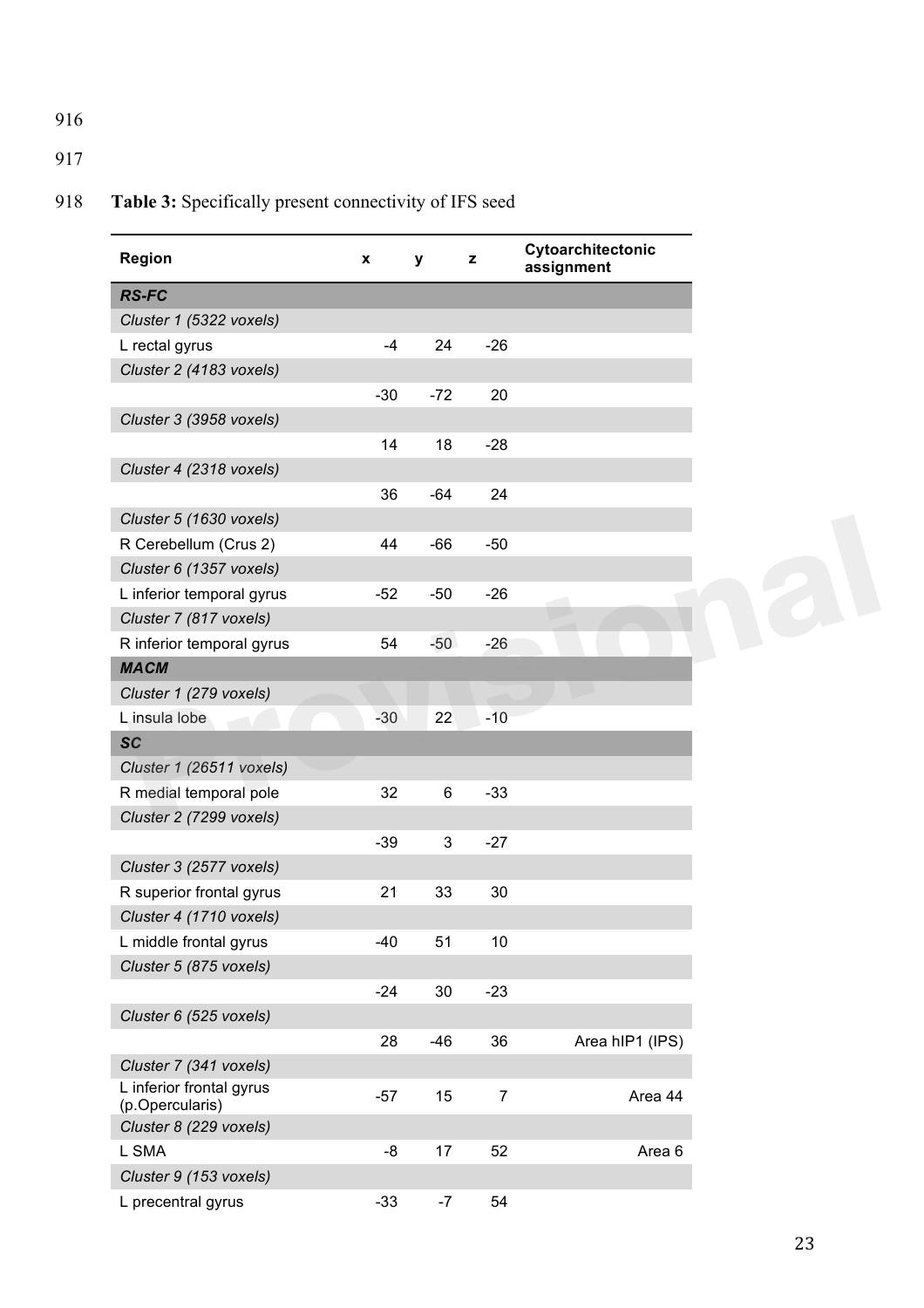**Table 3:** Specifically present connectivity of IFS seed

| Region | x | y | z | Cytoarchitectonic assignment |
|---|---|---|---|---|
| ***RS-FC*** | | | | |
| *Cluster 1 (5322 voxels)* | | | | |
| L rectal gyrus | -4 | 24 | -26 | |
| *Cluster 2 (4183 voxels)* | | | | |
| | -30 | -72 | 20 | |
| *Cluster 3 (3958 voxels)* | | | | |
| | 14 | 18 | -28 | |
| *Cluster 4 (2318 voxels)* | | | | |
| | 36 | -64 | 24 | |
| *Cluster 5 (1630 voxels)* | | | | |
| R Cerebellum (Crus 2) | 44 | -66 | -50 | |
| *Cluster 6 (1357 voxels)* | | | | |
| L inferior temporal gyrus | -52 | -50 | -26 | |
| *Cluster 7 (817 voxels)* | | | | |
| R inferior temporal gyrus | 54 | -50 | -26 | |
| ***MACM*** | | | | |
| *Cluster 1 (279 voxels)* | | | | |
| L insula lobe | -30 | 22 | -10 | |
| ***SC*** | | | | |
| *Cluster 1 (26511 voxels)* | | | | |
| R medial temporal pole | 32 | 6 | -33 | |
| *Cluster 2 (7299 voxels)* | | | | |
| | -39 | 3 | -27 | |
| *Cluster 3 (2577 voxels)* | | | | |
| R superior frontal gyrus | 21 | 33 | 30 | |
| *Cluster 4 (1710 voxels)* | | | | |
| L middle frontal gyrus | -40 | 51 | 10 | |
| *Cluster 5 (875 voxels)* | | | | |
| | -24 | 30 | -23 | |
| *Cluster 6 (525 voxels)* | | | | |
| | 28 | -46 | 36 | Area hIP1 (IPS) |
| *Cluster 7 (341 voxels)* | | | | |
| L inferior frontal gyrus (p.Opercularis) | -57 | 15 | 7 | Area 44 |
| *Cluster 8 (229 voxels)* | | | | |
| L SMA | -8 | 17 | 52 | Area 6 |
| *Cluster 9 (153 voxels)* | | | | |
| L precentral gyrus | -33 | -7 | 54 | |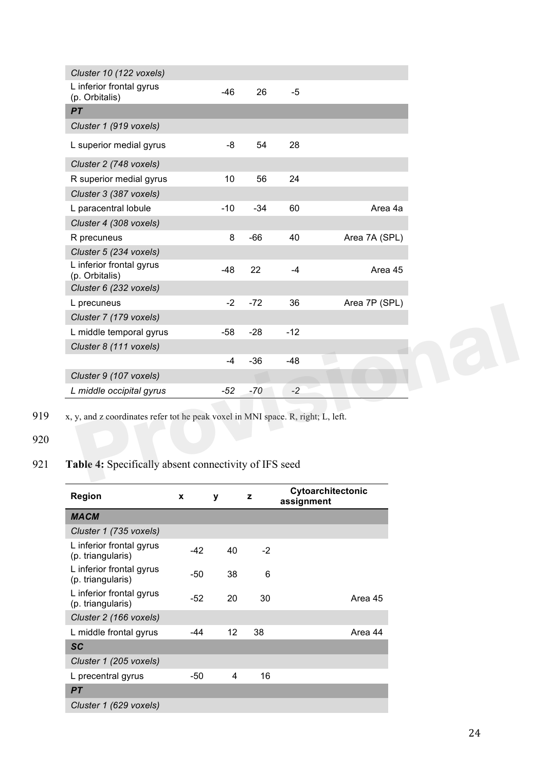| | | | | |
|---|---|---|---|---|
| *Cluster 10 (122 voxels)* | | | | |
| L inferior frontal gyrus (p. Orbitalis) | -46 | 26 | -5 | |
| ***PT*** | | | | |
| *Cluster 1 (919 voxels)* | | | | |
| L superior medial gyrus | -8 | 54 | 28 | |
| *Cluster 2 (748 voxels)* | | | | |
| R superior medial gyrus | 10 | 56 | 24 | |
| *Cluster 3 (387 voxels)* | | | | |
| L paracentral lobule | -10 | -34 | 60 | Area 4a |
| *Cluster 4 (308 voxels)* | | | | |
| R precuneus | 8 | -66 | 40 | Area 7A (SPL) |
| *Cluster 5 (234 voxels)* | | | | |
| L inferior frontal gyrus (p. Orbitalis) | -48 | 22 | -4 | Area 45 |
| *Cluster 6 (232 voxels)* | | | | |
| L precuneus | -2 | -72 | 36 | Area 7P (SPL) |
| *Cluster 7 (179 voxels)* | | | | |
| L middle temporal gyrus | -58 | -28 | -12 | |
| *Cluster 8 (111 voxels)* | | | | |
| | -4 | -36 | -48 | |
| *Cluster 9 (107 voxels)* | | | | |
| *L middle occipital gyrus* | *-52* | *-70* | *-2* | |

x, y, and z coordinates refer tot he peak voxel in MNI space. R, right; L, left.

**Table 4:** Specifically absent connectivity of IFS seed

| Region | x | y | z | Cytoarchitectonic assignment |
|---|---|---|---|---|
| ***MACM*** | | | | |
| *Cluster 1 (735 voxels)* | | | | |
| L inferior frontal gyrus (p. triangularis) | -42 | 40 | -2 | |
| L inferior frontal gyrus (p. triangularis) | -50 | 38 | 6 | |
| L inferior frontal gyrus (p. triangularis) | -52 | 20 | 30 | Area 45 |
| *Cluster 2 (166 voxels)* | | | | |
| L middle frontal gyrus | -44 | 12 | 38 | Area 44 |
| ***SC*** | | | | |
| *Cluster 1 (205 voxels)* | | | | |
| L precentral gyrus | -50 | 4 | 16 | |
| ***PT*** | | | | |
| *Cluster 1 (629 voxels)* | | | | |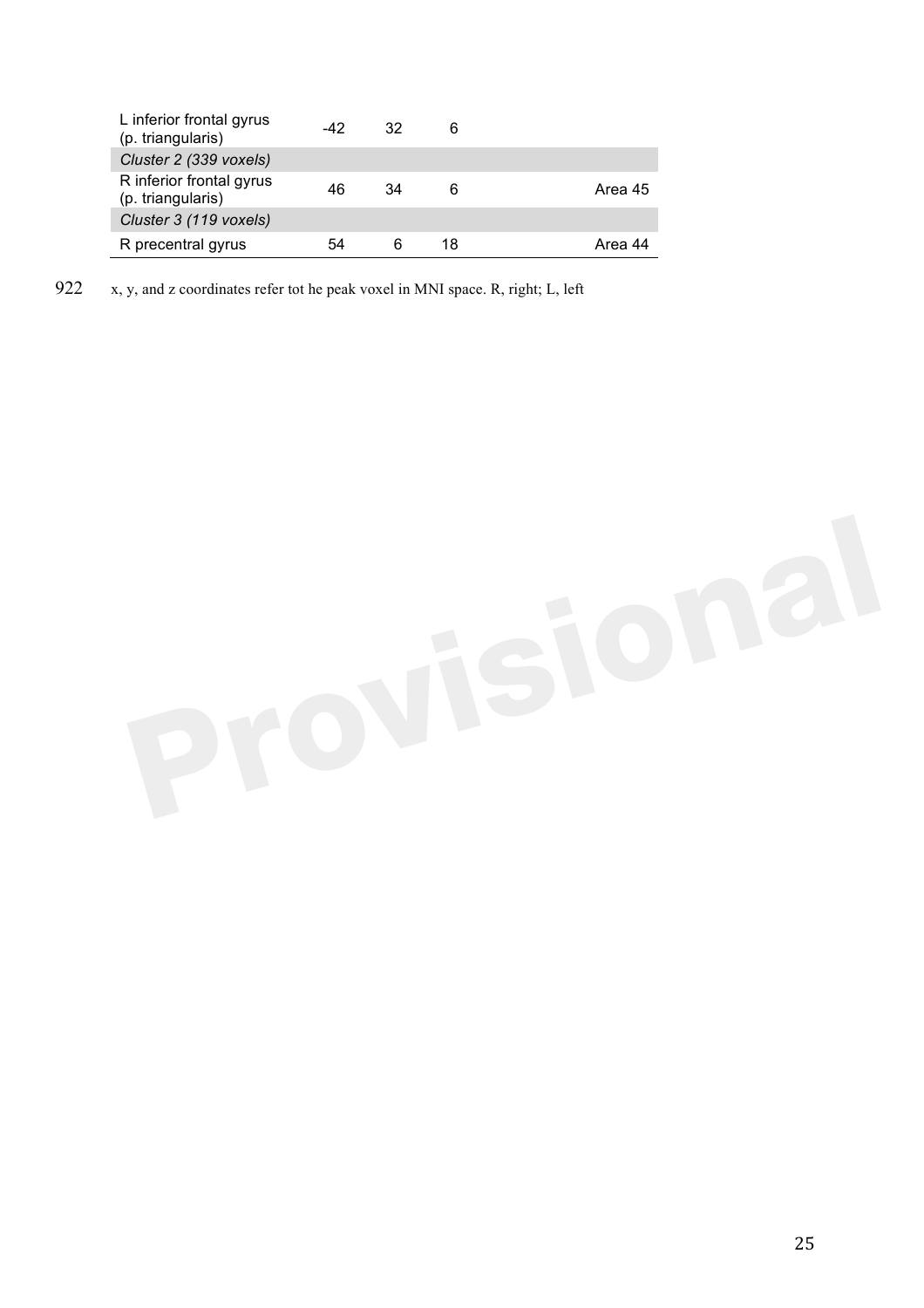| | | | | |
|---|---|---|---|---|
| L inferior frontal gyrus (p. triangularis) | -42 | 32 | 6 | |
| *Cluster 2 (339 voxels)* | | | | |
| R inferior frontal gyrus (p. triangularis) | 46 | 34 | 6 | Area 45 |
| *Cluster 3 (119 voxels)* | | | | |
| R precentral gyrus | 54 | 6 | 18 | Area 44 |

922 x, y, and z coordinates refer tot he peak voxel in MNI space. R, right; L, left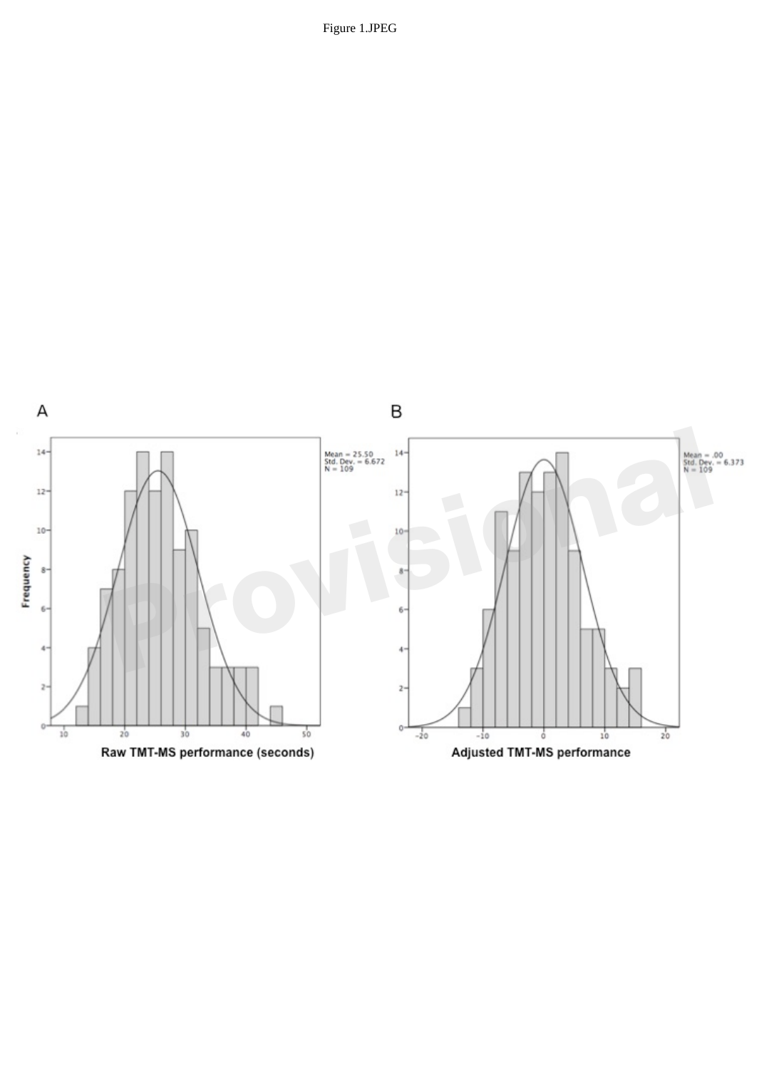Figure 1.JPEG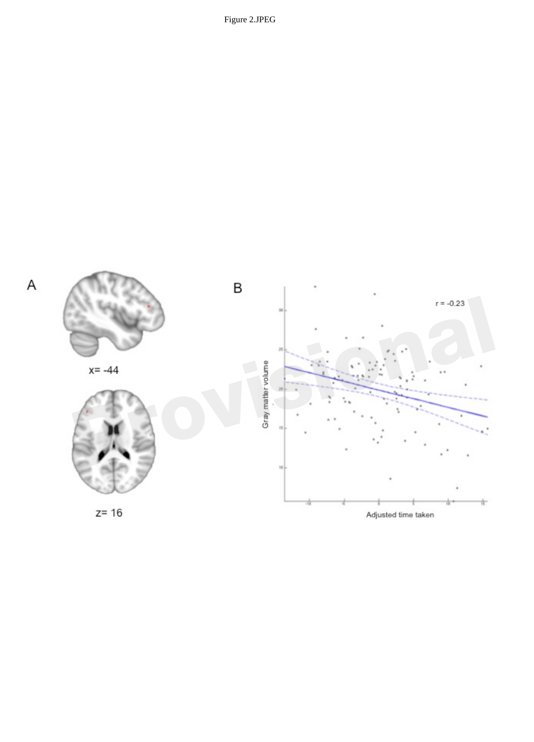Figure 2.JPEG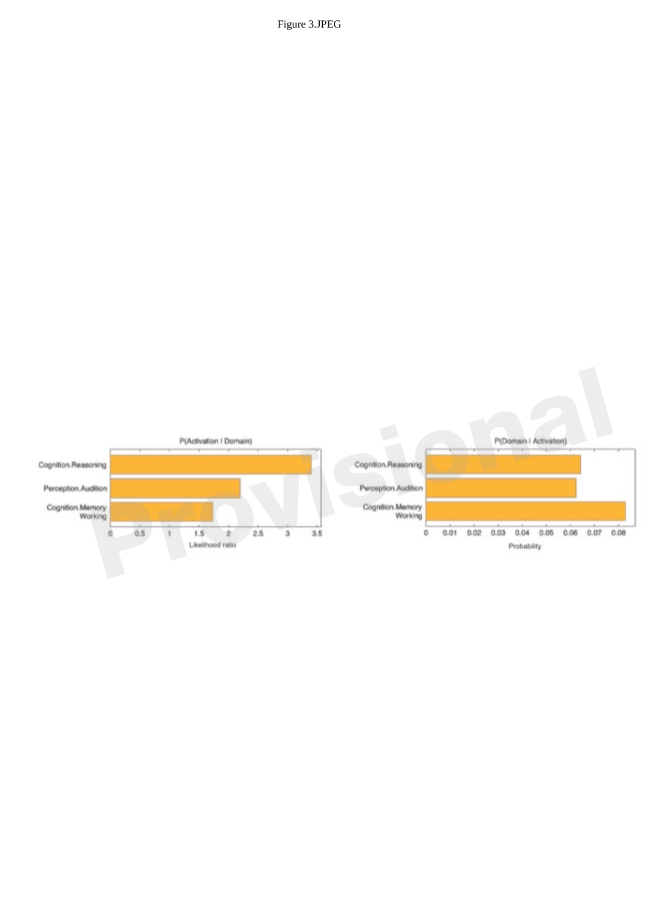Figure 3.JPEG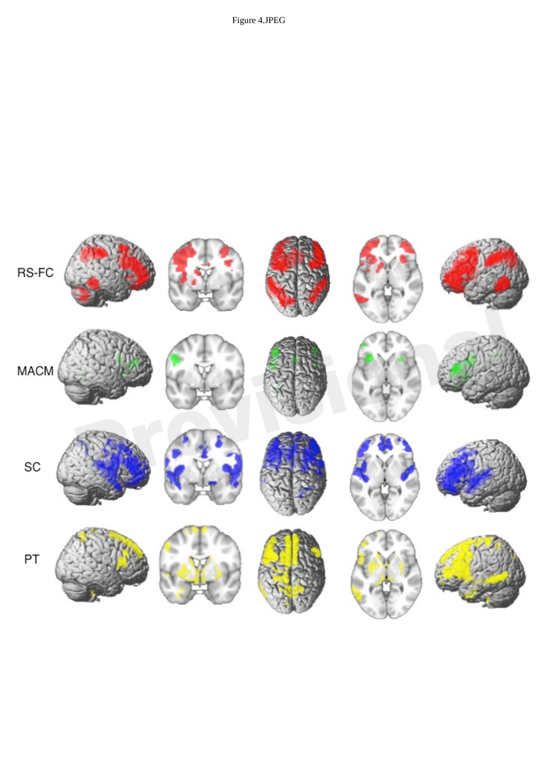Figure 4.JPEG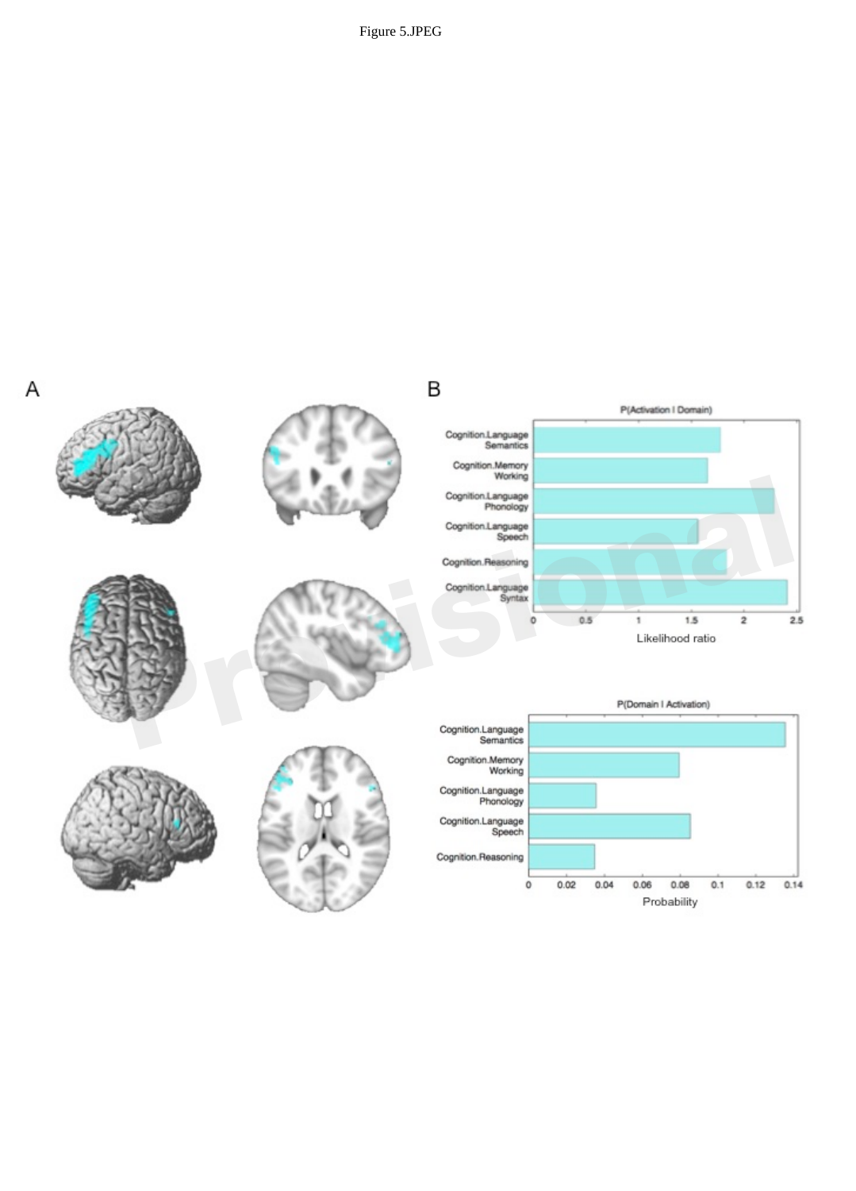Figure 5.JPEG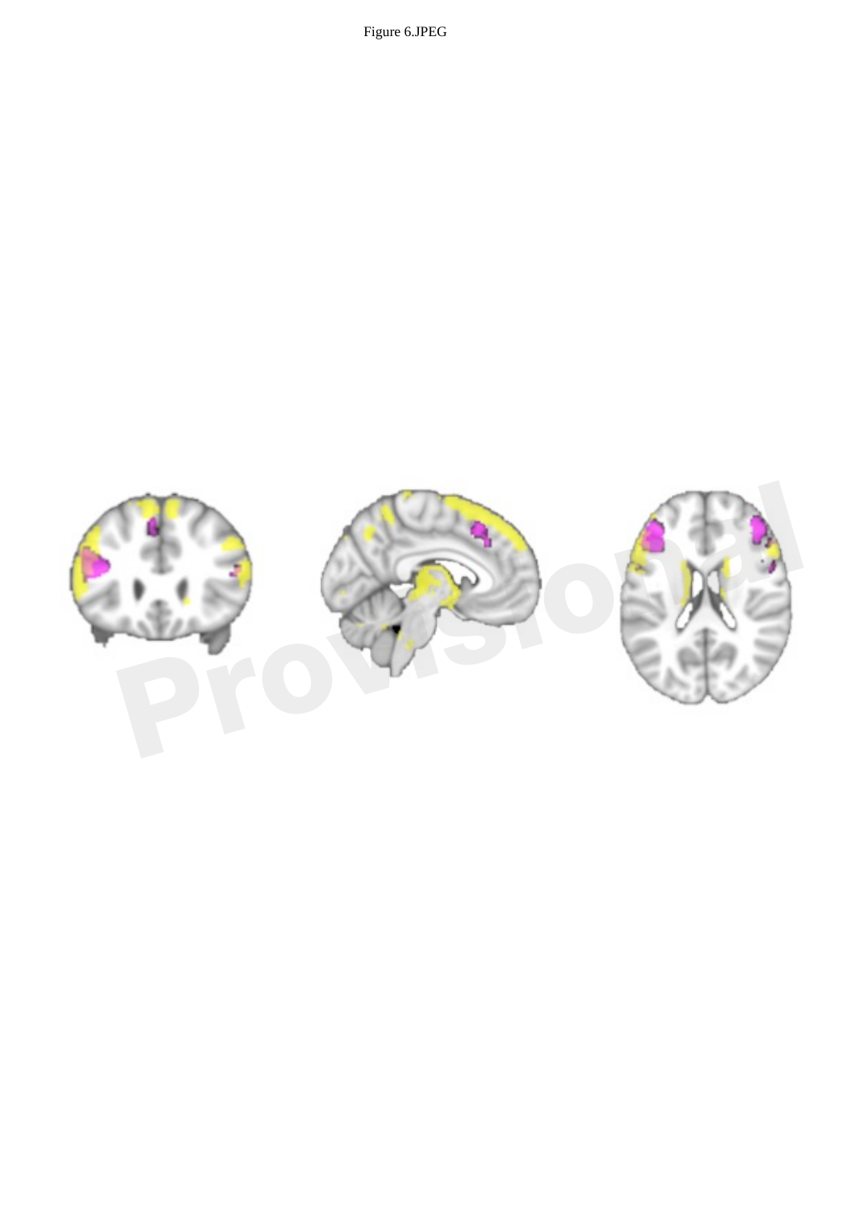Figure 6.JPEG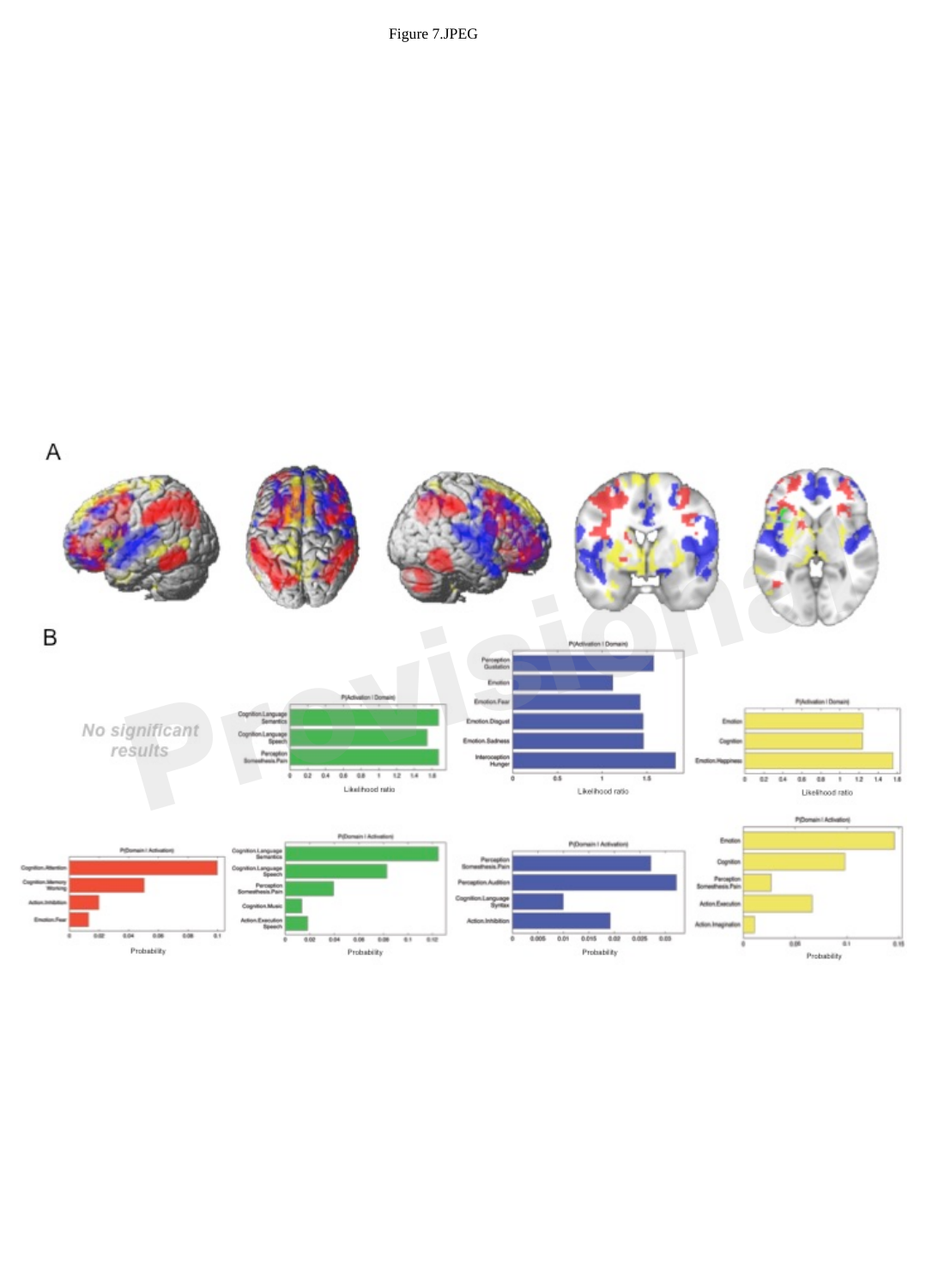Figure 7.JPEG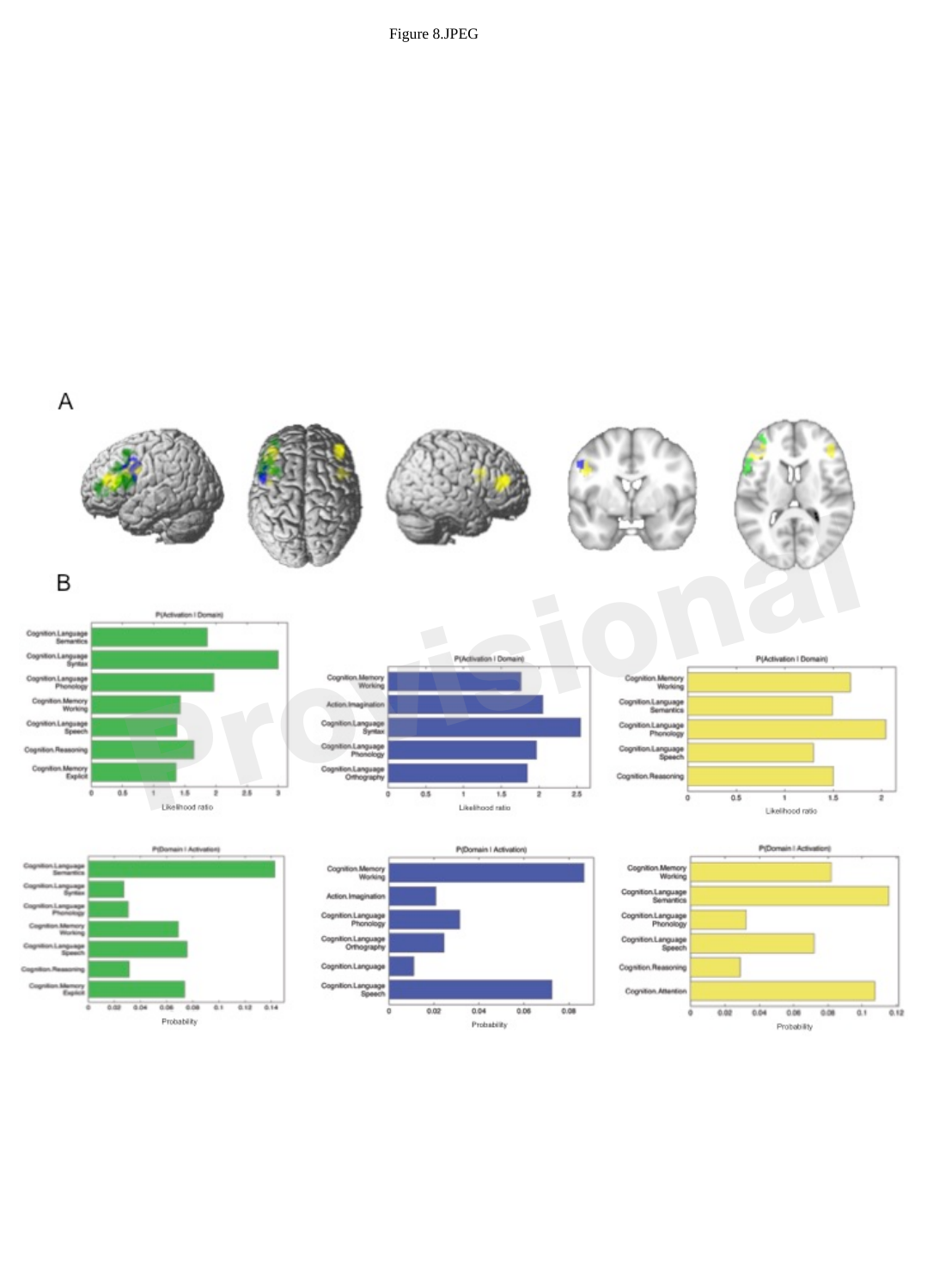Figure 8.JPEG

A

B

P(Activation | Domain)

Cognition.Language Semantics
Cognition.Language Syntax
Cognition.Language Phonology
Cognition.Memory Working
Cognition.Language Speech
Cognition.Reasoning
Cognition.Memory Explicit

0 0.5 1 1.5 2 2.5 3

Likelihood ratio

P(Activation | Domain)

Cognition.Memory Working
Action.Imagination
Cognition.Language Syntax
Cognition.Language Phonology
Cognition.Language Orthography

0 0.5 1 1.5 2 2.5

Likelihood ratio

P(Activation | Domain)

Cognition.Memory Working
Cognition.Language Semantics
Cognition.Language Phonology
Cognition.Language Speech
Cognition.Reasoning

0 0.5 1 1.5 2

Likelihood ratio

P(Domain | Activation)

Cognition.Language Semantics
Cognition.Language Syntax
Cognition.Language Phonology
Cognition.Memory Working
Cognition.Language Speech
Cognition.Reasoning
Cognition.Memory Explicit

0 0.02 0.04 0.06 0.08 0.1 0.12 0.14

Probability

P(Domain | Activation)

Cognition.Memory Working
Action.Imagination
Cognition.Language Phonology
Cognition.Language Orthography
Cognition.Language
Cognition.Language Speech

0 0.02 0.04 0.06 0.08

Probability

P(Domain | Activation)

Cognition.Memory Working
Cognition.Language Semantics
Cognition.Language Phonology
Cognition.Language Speech
Cognition.Reasoning
Cognition.Attention

0 0.02 0.04 0.06 0.08 0.1 0.12

Probability